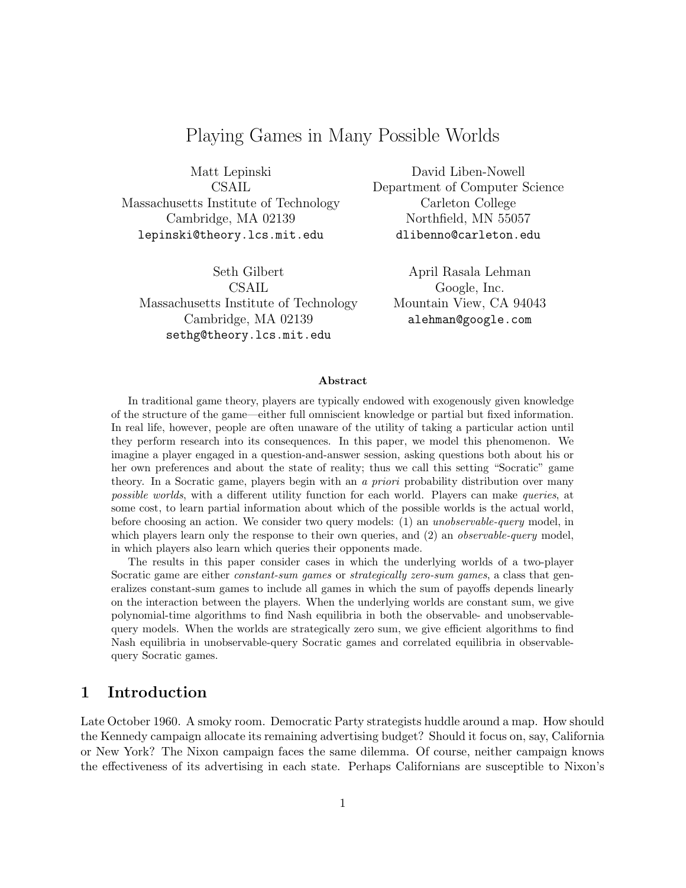# Playing Games in Many Possible Worlds

Matt Lepinski
CSAIL
Massachusetts Institute of Technology
Cambridge, MA 02139
`lepinski@theory.lcs.mit.edu`

David Liben-Nowell
Department of Computer Science
Carleton College
Northfield, MN 55057
`dlibenno@carleton.edu`

Seth Gilbert
CSAIL
Massachusetts Institute of Technology
Cambridge, MA 02139
`sethg@theory.lcs.mit.edu`

April Rasala Lehman
Google, Inc.
Mountain View, CA 94043
`alehman@google.com`

### Abstract

In traditional game theory, players are typically endowed with exogenously given knowledge of the structure of the game—either full omniscient knowledge or partial but fixed information. In real life, however, people are often unaware of the utility of taking a particular action until they perform research into its consequences. In this paper, we model this phenomenon. We imagine a player engaged in a question-and-answer session, asking questions both about his or her own preferences and about the state of reality; thus we call this setting "Socratic" game theory. In a Socratic game, players begin with an *a priori* probability distribution over many *possible worlds*, with a different utility function for each world. Players can make *queries*, at some cost, to learn partial information about which of the possible worlds is the actual world, before choosing an action. We consider two query models: (1) an *unobservable-query* model, in which players learn only the response to their own queries, and (2) an *observable-query* model, in which players also learn which queries their opponents made.

The results in this paper consider cases in which the underlying worlds of a two-player Socratic game are either *constant-sum games* or *strategically zero-sum games*, a class that generalizes constant-sum games to include all games in which the sum of payoffs depends linearly on the interaction between the players. When the underlying worlds are constant sum, we give polynomial-time algorithms to find Nash equilibria in both the observable- and unobservable-query models. When the worlds are strategically zero sum, we give efficient algorithms to find Nash equilibria in unobservable-query Socratic games and correlated equilibria in observable-query Socratic games.

## 1 Introduction

Late October 1960. A smoky room. Democratic Party strategists huddle around a map. How should the Kennedy campaign allocate its remaining advertising budget? Should it focus on, say, California or New York? The Nixon campaign faces the same dilemma. Of course, neither campaign knows the effectiveness of its advertising in each state. Perhaps Californians are susceptible to Nixon's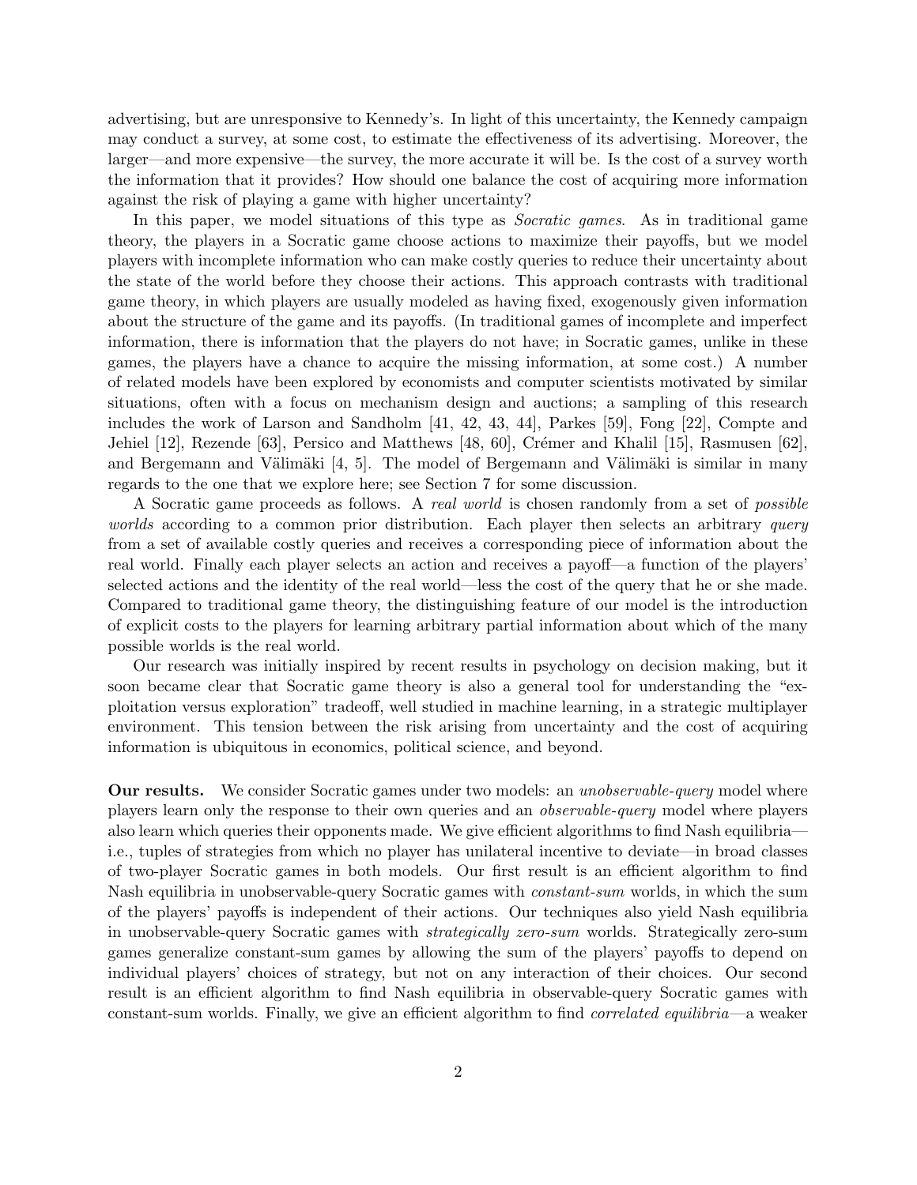advertising, but are unresponsive to Kennedy's. In light of this uncertainty, the Kennedy campaign may conduct a survey, at some cost, to estimate the effectiveness of its advertising. Moreover, the larger—and more expensive—the survey, the more accurate it will be. Is the cost of a survey worth the information that it provides? How should one balance the cost of acquiring more information against the risk of playing a game with higher uncertainty?

In this paper, we model situations of this type as *Socratic games*. As in traditional game theory, the players in a Socratic game choose actions to maximize their payoffs, but we model players with incomplete information who can make costly queries to reduce their uncertainty about the state of the world before they choose their actions. This approach contrasts with traditional game theory, in which players are usually modeled as having fixed, exogenously given information about the structure of the game and its payoffs. (In traditional games of incomplete and imperfect information, there is information that the players do not have; in Socratic games, unlike in these games, the players have a chance to acquire the missing information, at some cost.) A number of related models have been explored by economists and computer scientists motivated by similar situations, often with a focus on mechanism design and auctions; a sampling of this research includes the work of Larson and Sandholm [41, 42, 43, 44], Parkes [59], Fong [22], Compte and Jehiel [12], Rezende [63], Persico and Matthews [48, 60], Crémer and Khalil [15], Rasmusen [62], and Bergemann and Välimäki [4, 5]. The model of Bergemann and Välimäki is similar in many regards to the one that we explore here; see Section 7 for some discussion.

A Socratic game proceeds as follows. A *real world* is chosen randomly from a set of *possible worlds* according to a common prior distribution. Each player then selects an arbitrary *query* from a set of available costly queries and receives a corresponding piece of information about the real world. Finally each player selects an action and receives a payoff—a function of the players' selected actions and the identity of the real world—less the cost of the query that he or she made. Compared to traditional game theory, the distinguishing feature of our model is the introduction of explicit costs to the players for learning arbitrary partial information about which of the many possible worlds is the real world.

Our research was initially inspired by recent results in psychology on decision making, but it soon became clear that Socratic game theory is also a general tool for understanding the "exploitation versus exploration" tradeoff, well studied in machine learning, in a strategic multiplayer environment. This tension between the risk arising from uncertainty and the cost of acquiring information is ubiquitous in economics, political science, and beyond.

**Our results.** We consider Socratic games under two models: an *unobservable-query* model where players learn only the response to their own queries and an *observable-query* model where players also learn which queries their opponents made. We give efficient algorithms to find Nash equilibria—i.e., tuples of strategies from which no player has unilateral incentive to deviate—in broad classes of two-player Socratic games in both models. Our first result is an efficient algorithm to find Nash equilibria in unobservable-query Socratic games with *constant-sum* worlds, in which the sum of the players' payoffs is independent of their actions. Our techniques also yield Nash equilibria in unobservable-query Socratic games with *strategically zero-sum* worlds. Strategically zero-sum games generalize constant-sum games by allowing the sum of the players' payoffs to depend on individual players' choices of strategy, but not on any interaction of their choices. Our second result is an efficient algorithm to find Nash equilibria in observable-query Socratic games with constant-sum worlds. Finally, we give an efficient algorithm to find *correlated equilibria*—a weaker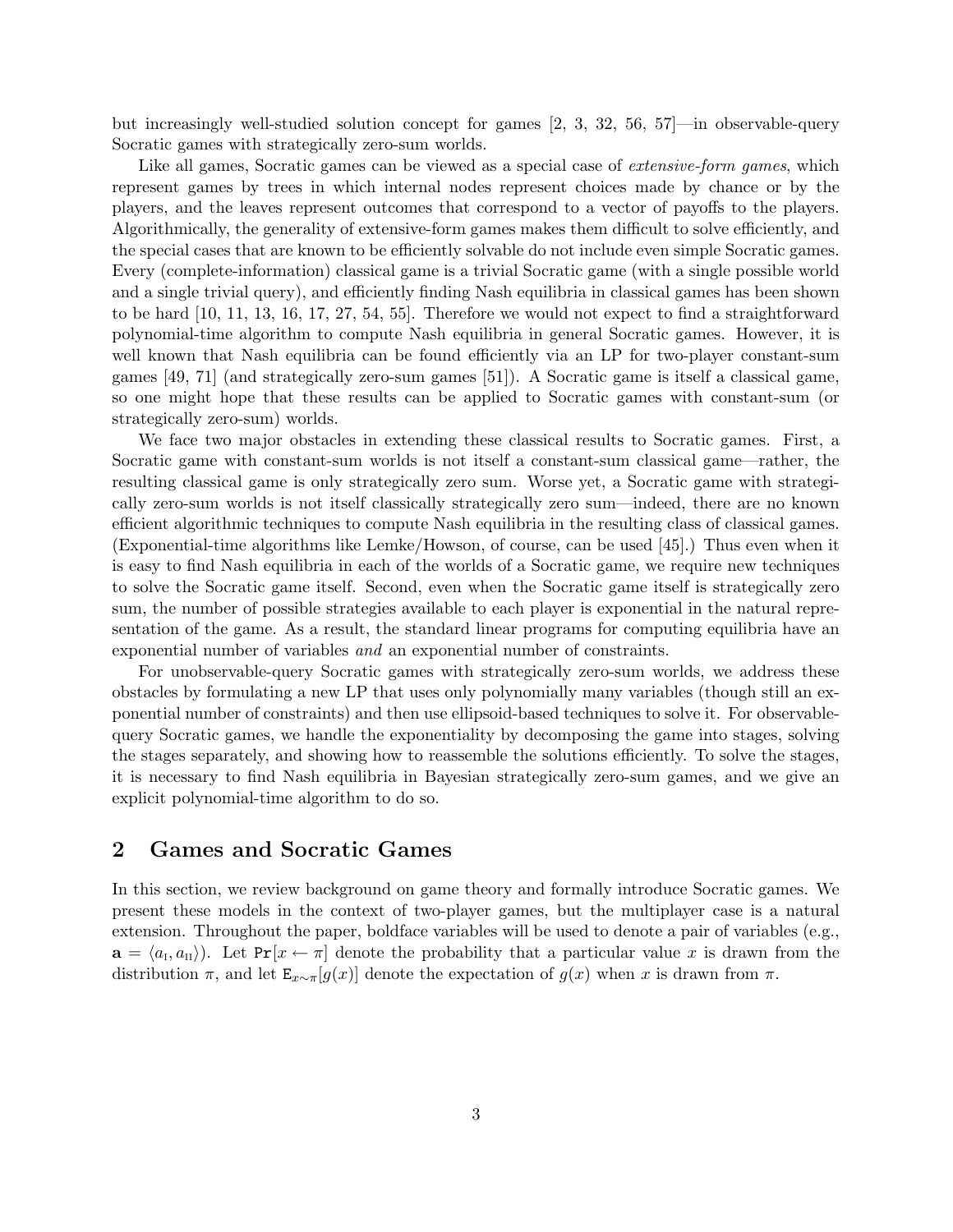but increasingly well-studied solution concept for games [2, 3, 32, 56, 57]—in observable-query Socratic games with strategically zero-sum worlds.

Like all games, Socratic games can be viewed as a special case of *extensive-form games*, which represent games by trees in which internal nodes represent choices made by chance or by the players, and the leaves represent outcomes that correspond to a vector of payoffs to the players. Algorithmically, the generality of extensive-form games makes them difficult to solve efficiently, and the special cases that are known to be efficiently solvable do not include even simple Socratic games. Every (complete-information) classical game is a trivial Socratic game (with a single possible world and a single trivial query), and efficiently finding Nash equilibria in classical games has been shown to be hard [10, 11, 13, 16, 17, 27, 54, 55]. Therefore we would not expect to find a straightforward polynomial-time algorithm to compute Nash equilibria in general Socratic games. However, it is well known that Nash equilibria can be found efficiently via an LP for two-player constant-sum games [49, 71] (and strategically zero-sum games [51]). A Socratic game is itself a classical game, so one might hope that these results can be applied to Socratic games with constant-sum (or strategically zero-sum) worlds.

We face two major obstacles in extending these classical results to Socratic games. First, a Socratic game with constant-sum worlds is not itself a constant-sum classical game—rather, the resulting classical game is only strategically zero sum. Worse yet, a Socratic game with strategically zero-sum worlds is not itself classically strategically zero sum—indeed, there are no known efficient algorithmic techniques to compute Nash equilibria in the resulting class of classical games. (Exponential-time algorithms like Lemke/Howson, of course, can be used [45].) Thus even when it is easy to find Nash equilibria in each of the worlds of a Socratic game, we require new techniques to solve the Socratic game itself. Second, even when the Socratic game itself is strategically zero sum, the number of possible strategies available to each player is exponential in the natural representation of the game. As a result, the standard linear programs for computing equilibria have an exponential number of variables *and* an exponential number of constraints.

For unobservable-query Socratic games with strategically zero-sum worlds, we address these obstacles by formulating a new LP that uses only polynomially many variables (though still an exponential number of constraints) and then use ellipsoid-based techniques to solve it. For observable-query Socratic games, we handle the exponentiality by decomposing the game into stages, solving the stages separately, and showing how to reassemble the solutions efficiently. To solve the stages, it is necessary to find Nash equilibria in Bayesian strategically zero-sum games, and we give an explicit polynomial-time algorithm to do so.

## 2 Games and Socratic Games

In this section, we review background on game theory and formally introduce Socratic games. We present these models in the context of two-player games, but the multiplayer case is a natural extension. Throughout the paper, boldface variables will be used to denote a pair of variables (e.g., $\mathbf{a} = \langle a_{\text{I}}, a_{\text{II}} \rangle$). Let $\Pr[x \leftarrow \pi]$ denote the probability that a particular value $x$ is drawn from the distribution $\pi$, and let $\mathrm{E}_{x \sim \pi}[g(x)]$ denote the expectation of $g(x)$ when $x$ is drawn from $\pi$.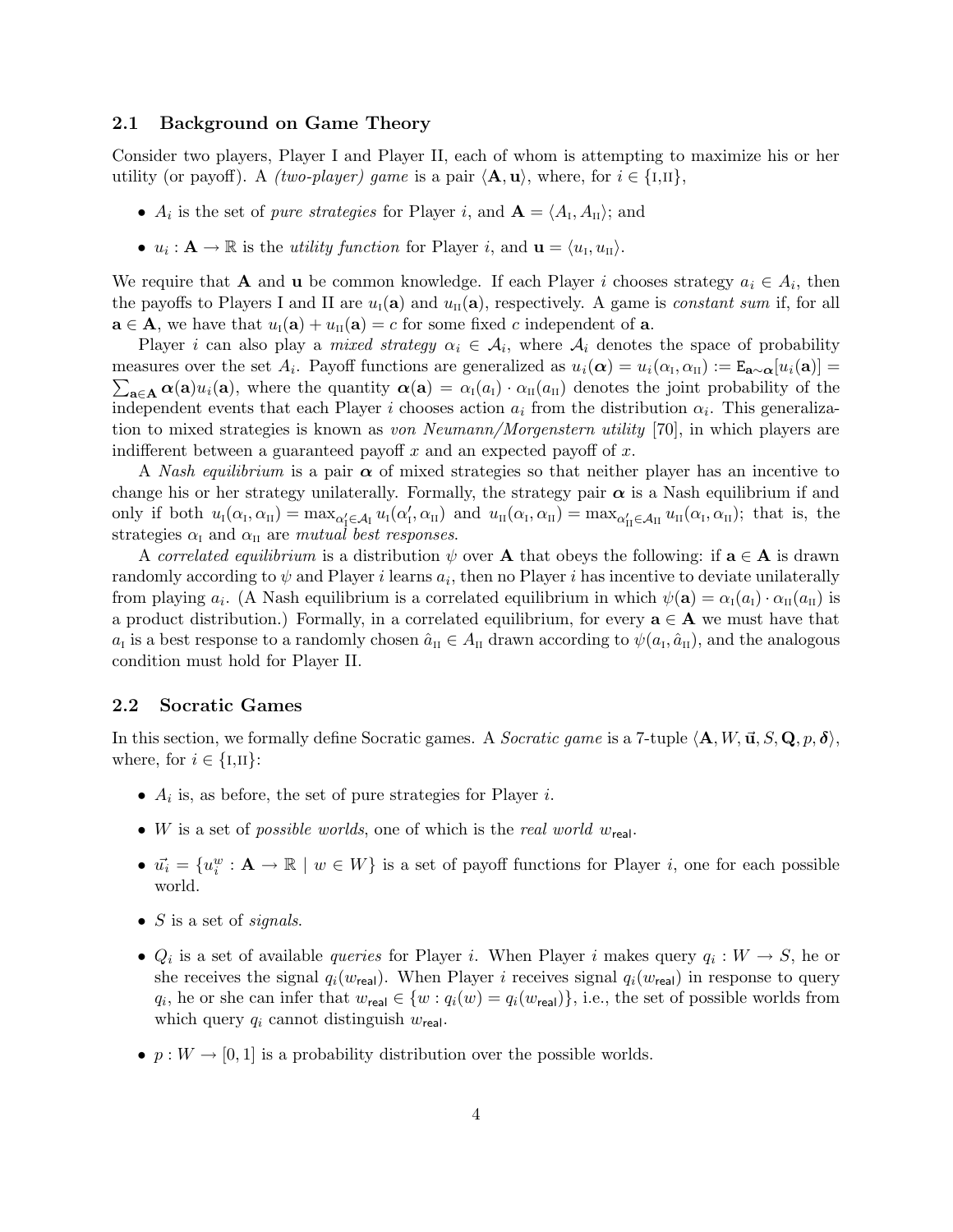### 2.1 Background on Game Theory

Consider two players, Player I and Player II, each of whom is attempting to maximize his or her utility (or payoff). A *(two-player) game* is a pair $\langle \mathbf{A}, \mathbf{u} \rangle$, where, for $i \in \{\text{I,II}\}$,

- $A_i$ is the set of *pure strategies* for Player $i$, and $\mathbf{A} = \langle A_{\text{I}}, A_{\text{II}} \rangle$; and
- $u_i : \mathbf{A} \to \mathbb{R}$ is the *utility function* for Player $i$, and $\mathbf{u} = \langle u_{\text{I}}, u_{\text{II}} \rangle$.

We require that $\mathbf{A}$ and $\mathbf{u}$ be common knowledge. If each Player $i$ chooses strategy $a_i \in A_i$, then the payoffs to Players I and II are $u_{\text{I}}(\mathbf{a})$ and $u_{\text{II}}(\mathbf{a})$, respectively. A game is *constant sum* if, for all $\mathbf{a} \in \mathbf{A}$, we have that $u_{\text{I}}(\mathbf{a}) + u_{\text{II}}(\mathbf{a}) = c$ for some fixed $c$ independent of $\mathbf{a}$.

Player $i$ can also play a *mixed strategy* $\alpha_i \in \mathcal{A}_i$, where $\mathcal{A}_i$ denotes the space of probability measures over the set $A_i$. Payoff functions are generalized as $u_i(\boldsymbol{\alpha}) = u_i(\alpha_{\text{I}}, \alpha_{\text{II}}) := \mathtt{E}_{\mathbf{a} \sim \boldsymbol{\alpha}}[u_i(\mathbf{a})] = \sum_{\mathbf{a} \in \mathbf{A}} \boldsymbol{\alpha}(\mathbf{a}) u_i(\mathbf{a})$, where the quantity $\boldsymbol{\alpha}(\mathbf{a}) = \alpha_{\text{I}}(a_{\text{I}}) \cdot \alpha_{\text{II}}(a_{\text{II}})$ denotes the joint probability of the independent events that each Player $i$ chooses action $a_i$ from the distribution $\alpha_i$. This generalization to mixed strategies is known as *von Neumann/Morgenstern utility* [70], in which players are indifferent between a guaranteed payoff $x$ and an expected payoff of $x$.

A *Nash equilibrium* is a pair $\boldsymbol{\alpha}$ of mixed strategies so that neither player has an incentive to change his or her strategy unilaterally. Formally, the strategy pair $\boldsymbol{\alpha}$ is a Nash equilibrium if and only if both $u_{\text{I}}(\alpha_{\text{I}}, \alpha_{\text{II}}) = \max_{\alpha'_{\text{I}} \in \mathcal{A}_{\text{I}}} u_{\text{I}}(\alpha'_{\text{I}}, \alpha_{\text{II}})$ and $u_{\text{II}}(\alpha_{\text{I}}, \alpha_{\text{II}}) = \max_{\alpha'_{\text{II}} \in \mathcal{A}_{\text{II}}} u_{\text{II}}(\alpha_{\text{I}}, \alpha_{\text{II}})$; that is, the strategies $\alpha_{\text{I}}$ and $\alpha_{\text{II}}$ are *mutual best responses*.

A *correlated equilibrium* is a distribution $\psi$ over $\mathbf{A}$ that obeys the following: if $\mathbf{a} \in \mathbf{A}$ is drawn randomly according to $\psi$ and Player $i$ learns $a_i$, then no Player $i$ has incentive to deviate unilaterally from playing $a_i$. (A Nash equilibrium is a correlated equilibrium in which $\psi(\mathbf{a}) = \alpha_{\text{I}}(a_{\text{I}}) \cdot \alpha_{\text{II}}(a_{\text{II}})$ is a product distribution.) Formally, in a correlated equilibrium, for every $\mathbf{a} \in \mathbf{A}$ we must have that $a_{\text{I}}$ is a best response to a randomly chosen $\hat{a}_{\text{II}} \in A_{\text{II}}$ drawn according to $\psi(a_{\text{I}}, \hat{a}_{\text{II}})$, and the analogous condition must hold for Player II.

### 2.2 Socratic Games

In this section, we formally define Socratic games. A *Socratic game* is a 7-tuple $\langle \mathbf{A}, W, \vec{\mathbf{u}}, S, \mathbf{Q}, p, \boldsymbol{\delta} \rangle$, where, for $i \in \{\text{I,II}\}$:

- $A_i$ is, as before, the set of pure strategies for Player $i$.
- $W$ is a set of *possible worlds*, one of which is the *real world* $w_{\mathsf{real}}$.
- $\vec{u_i} = \{u_i^w : \mathbf{A} \to \mathbb{R} \mid w \in W\}$ is a set of payoff functions for Player $i$, one for each possible world.
- $S$ is a set of *signals*.
- $Q_i$ is a set of available *queries* for Player $i$. When Player $i$ makes query $q_i : W \to S$, he or she receives the signal $q_i(w_{\mathsf{real}})$. When Player $i$ receives signal $q_i(w_{\mathsf{real}})$ in response to query $q_i$, he or she can infer that $w_{\mathsf{real}} \in \{w : q_i(w) = q_i(w_{\mathsf{real}})\}$, i.e., the set of possible worlds from which query $q_i$ cannot distinguish $w_{\mathsf{real}}$.
- $p : W \to [0, 1]$ is a probability distribution over the possible worlds.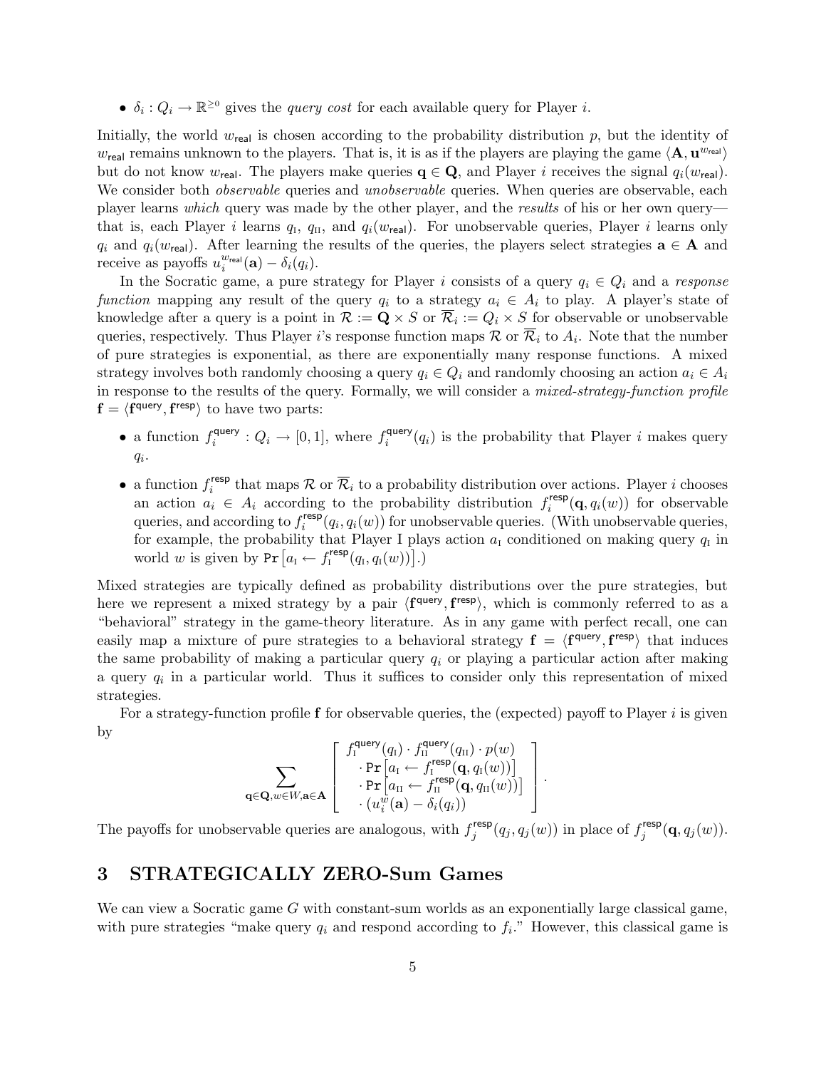- $\delta_i : Q_i \to \mathbb{R}^{\geq 0}$ gives the *query cost* for each available query for Player $i$.

Initially, the world $w_{\mathsf{real}}$ is chosen according to the probability distribution $p$, but the identity of $w_{\mathsf{real}}$ remains unknown to the players. That is, it is as if the players are playing the game $\langle \mathbf{A}, \mathbf{u}^{w_{\mathsf{real}}} \rangle$ but do not know $w_{\mathsf{real}}$. The players make queries $\mathbf{q} \in \mathbf{Q}$, and Player $i$ receives the signal $q_i(w_{\mathsf{real}})$. We consider both *observable* queries and *unobservable* queries. When queries are observable, each player learns *which* query was made by the other player, and the *results* of his or her own query—that is, each Player $i$ learns $q_{\mathrm{I}}$, $q_{\mathrm{II}}$, and $q_i(w_{\mathsf{real}})$. For unobservable queries, Player $i$ learns only $q_i$ and $q_i(w_{\mathsf{real}})$. After learning the results of the queries, the players select strategies $\mathbf{a} \in \mathbf{A}$ and receive as payoffs $u_i^{w_{\mathsf{real}}}(\mathbf{a}) - \delta_i(q_i)$.

In the Socratic game, a pure strategy for Player $i$ consists of a query $q_i \in Q_i$ and a *response function* mapping any result of the query $q_i$ to a strategy $a_i \in A_i$ to play. A player's state of knowledge after a query is a point in $\mathcal{R} := \mathbf{Q} \times S$ or $\overline{\mathcal{R}}_i := Q_i \times S$ for observable or unobservable queries, respectively. Thus Player $i$'s response function maps $\mathcal{R}$ or $\overline{\mathcal{R}}_i$ to $A_i$. Note that the number of pure strategies is exponential, as there are exponentially many response functions. A mixed strategy involves both randomly choosing a query $q_i \in Q_i$ and randomly choosing an action $a_i \in A_i$ in response to the results of the query. Formally, we will consider a *mixed-strategy-function profile* $\mathbf{f} = \langle \mathbf{f}^{\mathsf{query}}, \mathbf{f}^{\mathsf{resp}} \rangle$ to have two parts:

- a function $f_i^{\mathsf{query}} : Q_i \to [0,1]$, where $f_i^{\mathsf{query}}(q_i)$ is the probability that Player $i$ makes query $q_i$.
- a function $f_i^{\mathsf{resp}}$ that maps $\mathcal{R}$ or $\overline{\mathcal{R}}_i$ to a probability distribution over actions. Player $i$ chooses an action $a_i \in A_i$ according to the probability distribution $f_i^{\mathsf{resp}}(\mathbf{q}, q_i(w))$ for observable queries, and according to $f_i^{\mathsf{resp}}(q_i, q_i(w))$ for unobservable queries. (With unobservable queries, for example, the probability that Player I plays action $a_{\mathrm{I}}$ conditioned on making query $q_{\mathrm{I}}$ in world $w$ is given by $\mathtt{Pr}\left[a_{\mathrm{I}} \leftarrow f_{\mathrm{I}}^{\mathsf{resp}}(q_{\mathrm{I}}, q_{\mathrm{I}}(w))\right]$.)

Mixed strategies are typically defined as probability distributions over the pure strategies, but here we represent a mixed strategy by a pair $\langle \mathbf{f}^{\mathsf{query}}, \mathbf{f}^{\mathsf{resp}} \rangle$, which is commonly referred to as a "behavioral" strategy in the game-theory literature. As in any game with perfect recall, one can easily map a mixture of pure strategies to a behavioral strategy $\mathbf{f} = \langle \mathbf{f}^{\mathsf{query}}, \mathbf{f}^{\mathsf{resp}} \rangle$ that induces the same probability of making a particular query $q_i$ or playing a particular action after making a query $q_i$ in a particular world. Thus it suffices to consider only this representation of mixed strategies.

For a strategy-function profile $\mathbf{f}$ for observable queries, the (expected) payoff to Player $i$ is given by

$$\sum_{\mathbf{q} \in \mathbf{Q}, w \in W, \mathbf{a} \in \mathbf{A}} \left[ \begin{array}{c} f_{\mathrm{I}}^{\mathsf{query}}(q_{\mathrm{I}}) \cdot f_{\mathrm{II}}^{\mathsf{query}}(q_{\mathrm{II}}) \cdot p(w) \\ \cdot \mathtt{Pr}\left[a_{\mathrm{I}} \leftarrow f_{\mathrm{I}}^{\mathsf{resp}}(\mathbf{q}, q_{\mathrm{I}}(w))\right] \\ \cdot \mathtt{Pr}\left[a_{\mathrm{II}} \leftarrow f_{\mathrm{II}}^{\mathsf{resp}}(\mathbf{q}, q_{\mathrm{II}}(w))\right] \\ \cdot \left(u_i^w(\mathbf{a}) - \delta_i(q_i)\right) \end{array} \right].$$

The payoffs for unobservable queries are analogous, with $f_j^{\mathsf{resp}}(q_j, q_j(w))$ in place of $f_j^{\mathsf{resp}}(\mathbf{q}, q_j(w))$.

# 3 STRATEGICALLY ZERO-Sum Games

We can view a Socratic game $G$ with constant-sum worlds as an exponentially large classical game, with pure strategies "make query $q_i$ and respond according to $f_i$." However, this classical game is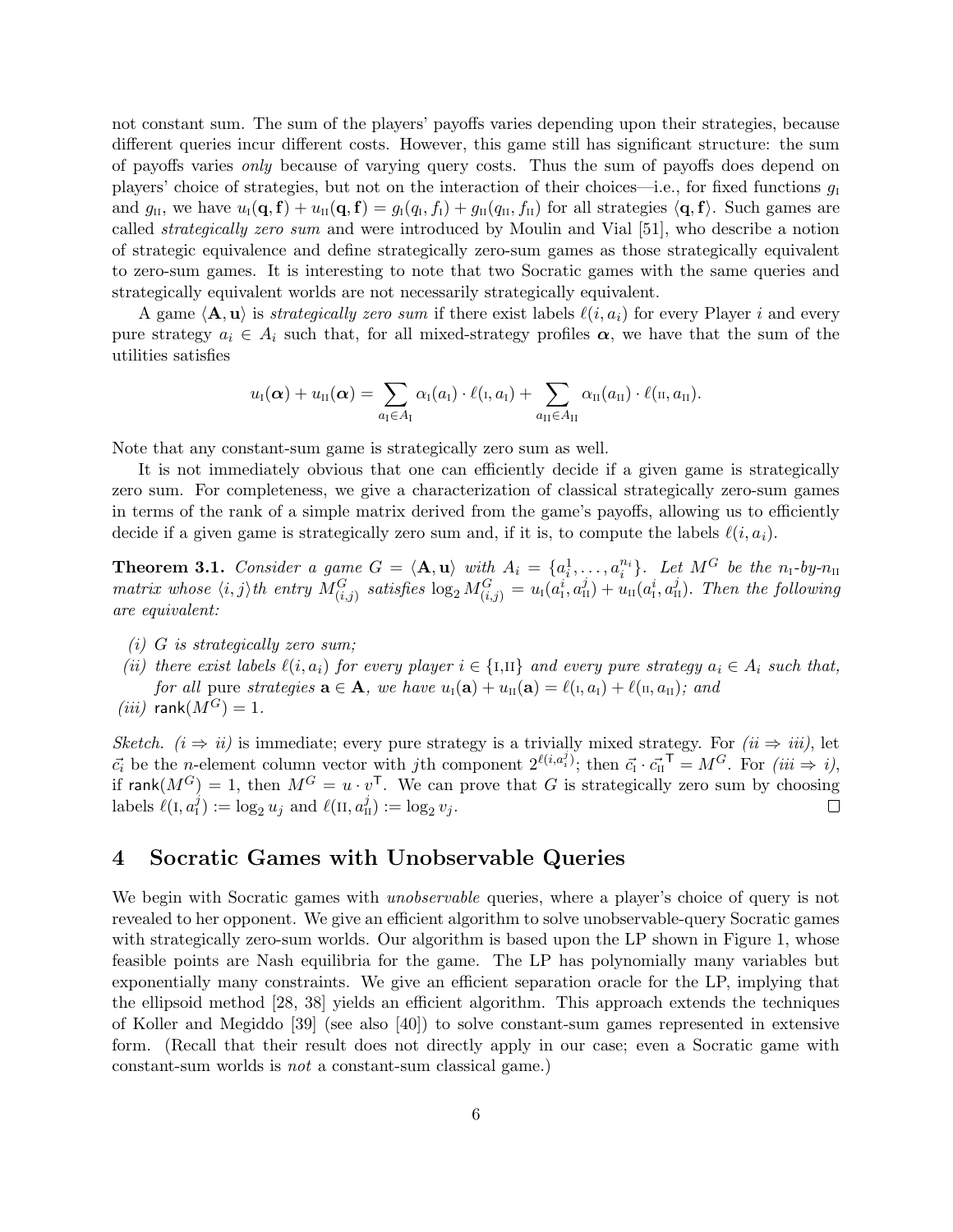not constant sum. The sum of the players' payoffs varies depending upon their strategies, because different queries incur different costs. However, this game still has significant structure: the sum of payoffs varies *only* because of varying query costs. Thus the sum of payoffs does depend on players' choice of strategies, but not on the interaction of their choices—i.e., for fixed functions $g_{\text{I}}$ and $g_{\text{II}}$, we have $u_{\text{I}}(\mathbf{q}, \mathbf{f}) + u_{\text{II}}(\mathbf{q}, \mathbf{f}) = g_{\text{I}}(q_{\text{I}}, f_{\text{I}}) + g_{\text{II}}(q_{\text{II}}, f_{\text{II}})$ for all strategies $\langle \mathbf{q}, \mathbf{f} \rangle$. Such games are called *strategically zero sum* and were introduced by Moulin and Vial [51], who describe a notion of strategic equivalence and define strategically zero-sum games as those strategically equivalent to zero-sum games. It is interesting to note that two Socratic games with the same queries and strategically equivalent worlds are not necessarily strategically equivalent.

A game $\langle \mathbf{A}, \mathbf{u} \rangle$ is *strategically zero sum* if there exist labels $\ell(i, a_i)$ for every Player $i$ and every pure strategy $a_i \in A_i$ such that, for all mixed-strategy profiles $\boldsymbol{\alpha}$, we have that the sum of the utilities satisfies

$$u_{\text{I}}(\boldsymbol{\alpha}) + u_{\text{II}}(\boldsymbol{\alpha}) = \sum_{a_{\text{I}} \in A_{\text{I}}} \alpha_{\text{I}}(a_{\text{I}}) \cdot \ell(\text{I}, a_{\text{I}}) + \sum_{a_{\text{II}} \in A_{\text{II}}} \alpha_{\text{II}}(a_{\text{II}}) \cdot \ell(\text{II}, a_{\text{II}}).$$

Note that any constant-sum game is strategically zero sum as well.

It is not immediately obvious that one can efficiently decide if a given game is strategically zero sum. For completeness, we give a characterization of classical strategically zero-sum games in terms of the rank of a simple matrix derived from the game's payoffs, allowing us to efficiently decide if a given game is strategically zero sum and, if it is, to compute the labels $\ell(i, a_i)$.

**Theorem 3.1.** *Consider a game $G = \langle \mathbf{A}, \mathbf{u} \rangle$ with $A_i = \{a_i^1, \ldots, a_i^{n_i}\}$. Let $M^G$ be the $n_{\text{I}}$-by-$n_{\text{II}}$ matrix whose $\langle i, j \rangle$th entry $M^G_{(i,j)}$ satisfies $\log_2 M^G_{(i,j)} = u_{\text{I}}(a_{\text{I}}^i, a_{\text{II}}^j) + u_{\text{II}}(a_{\text{I}}^i, a_{\text{II}}^j)$. Then the following are equivalent:*

*(i) $G$ is strategically zero sum;*

*(ii) there exist labels $\ell(i, a_i)$ for every player $i \in \{\text{I}, \text{II}\}$ and every pure strategy $a_i \in A_i$ such that, for all* pure *strategies $\mathbf{a} \in \mathbf{A}$, we have $u_{\text{I}}(\mathbf{a}) + u_{\text{II}}(\mathbf{a}) = \ell(\text{I}, a_{\text{I}}) + \ell(\text{II}, a_{\text{II}})$; and*

*(iii) $\mathsf{rank}(M^G) = 1$.*

*Sketch.* *(i $\Rightarrow$ ii)* is immediate; every pure strategy is a trivially mixed strategy. For *(ii $\Rightarrow$ iii)*, let $\vec{c_i}$ be the $n$-element column vector with $j$th component $2^{\ell(i, a_i^j)}$; then $\vec{c_{\text{I}}} \cdot \vec{c_{\text{II}}}^{\mathsf{T}} = M^G$. For *(iii $\Rightarrow$ i)*, if $\mathsf{rank}(M^G) = 1$, then $M^G = u \cdot v^{\mathsf{T}}$. We can prove that $G$ is strategically zero sum by choosing labels $\ell(\text{I}, a_{\text{I}}^j) := \log_2 u_j$ and $\ell(\text{II}, a_{\text{II}}^j) := \log_2 v_j$. $\square$

## 4 Socratic Games with Unobservable Queries

We begin with Socratic games with *unobservable* queries, where a player's choice of query is not revealed to her opponent. We give an efficient algorithm to solve unobservable-query Socratic games with strategically zero-sum worlds. Our algorithm is based upon the LP shown in Figure 1, whose feasible points are Nash equilibria for the game. The LP has polynomially many variables but exponentially many constraints. We give an efficient separation oracle for the LP, implying that the ellipsoid method [28, 38] yields an efficient algorithm. This approach extends the techniques of Koller and Megiddo [39] (see also [40]) to solve constant-sum games represented in extensive form. (Recall that their result does not directly apply in our case; even a Socratic game with constant-sum worlds is *not* a constant-sum classical game.)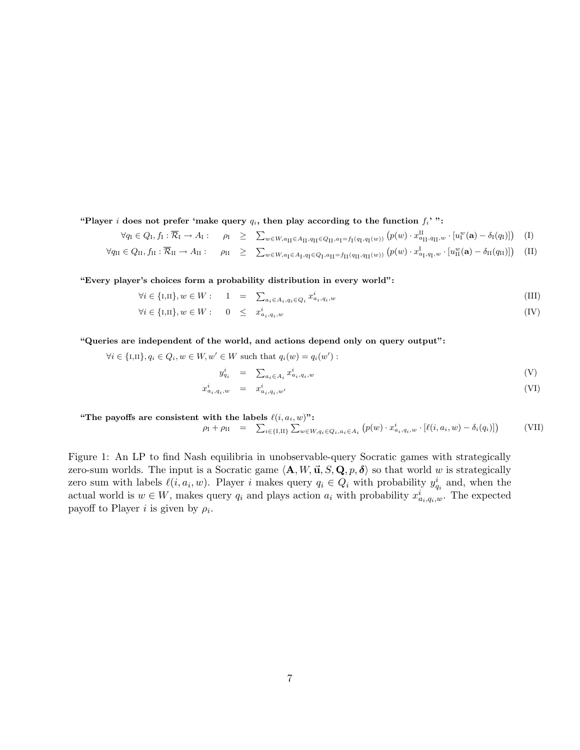**"Player $i$ does not prefer 'make query $q_i$, then play according to the function $f_i$' ":**

$$\forall q_{\mathrm{I}} \in Q_{\mathrm{I}}, f_{\mathrm{I}} : \overline{\mathcal{R}}_{\mathrm{I}} \to A_{\mathrm{I}} : \quad \rho_{\mathrm{I}} \geq \sum_{w \in W, a_{\mathrm{II}} \in A_{\mathrm{II}}, q_{\mathrm{II}} \in Q_{\mathrm{II}}, a_{\mathrm{I}} = f_{\mathrm{I}}(q_{\mathrm{I}}, q_{\mathrm{I}}(w))} \left( p(w) \cdot x^{\mathrm{II}}_{a_{\mathrm{II}}, q_{\mathrm{II}}, w} \cdot [u^w_{\mathrm{I}}(\mathbf{a}) - \delta_{\mathrm{I}}(q_{\mathrm{I}})] \right) \quad \text{(I)}$$

$$\forall q_{\mathrm{II}} \in Q_{\mathrm{II}}, f_{\mathrm{II}} : \overline{\mathcal{R}}_{\mathrm{II}} \to A_{\mathrm{II}} : \quad \rho_{\mathrm{II}} \geq \sum_{w \in W, a_{\mathrm{I}} \in A_{\mathrm{I}}, q_{\mathrm{I}} \in Q_{\mathrm{I}}, a_{\mathrm{II}} = f_{\mathrm{II}}(q_{\mathrm{II}}, q_{\mathrm{II}}(w))} \left( p(w) \cdot x^{\mathrm{I}}_{a_{\mathrm{I}}, q_{\mathrm{I}}, w} \cdot [u^w_{\mathrm{II}}(\mathbf{a}) - \delta_{\mathrm{II}}(q_{\mathrm{II}})] \right) \quad \text{(II)}$$

**"Every player's choices form a probability distribution in every world":**

$$\forall i \in \{\mathrm{I}, \mathrm{II}\}, w \in W : \quad 1 = \sum_{a_i \in A_i, q_i \in Q_i} x^i_{a_i, q_i, w} \quad \text{(III)}$$

$$\forall i \in \{\mathrm{I}, \mathrm{II}\}, w \in W : \quad 0 \leq x^i_{a_i, q_i, w} \quad \text{(IV)}$$

**"Queries are independent of the world, and actions depend only on query output":**

$\forall i \in \{\mathrm{I}, \mathrm{II}\}, q_i \in Q_i, w \in W, w' \in W$ such that $q_i(w) = q_i(w')$ :

$$y^i_{q_i} = \sum_{a_i \in A_i} x^i_{a_i, q_i, w} \quad \text{(V)}$$

$$x^i_{a_i, q_i, w} = x^i_{a_i, q_i, w'} \quad \text{(VI)}$$

**"The payoffs are consistent with the labels $\ell(i, a_i, w)$":**

$$\rho_{\mathrm{I}} + \rho_{\mathrm{II}} = \sum_{i \in \{\mathrm{I}, \mathrm{II}\}} \sum_{w \in W, q_i \in Q_i, a_i \in A_i} \left( p(w) \cdot x^i_{a_i, q_i, w} \cdot [\ell(i, a_i, w) - \delta_i(q_i)] \right) \quad \text{(VII)}$$

Figure 1: An LP to find Nash equilibria in unobservable-query Socratic games with strategically zero-sum worlds. The input is a Socratic game $\langle \mathbf{A}, W, \vec{\mathbf{u}}, S, \mathbf{Q}, p, \boldsymbol{\delta} \rangle$ so that world $w$ is strategically zero sum with labels $\ell(i, a_i, w)$. Player $i$ makes query $q_i \in Q_i$ with probability $y^i_{q_i}$ and, when the actual world is $w \in W$, makes query $q_i$ and plays action $a_i$ with probability $x^i_{a_i, q_i, w}$. The expected payoff to Player $i$ is given by $\rho_i$.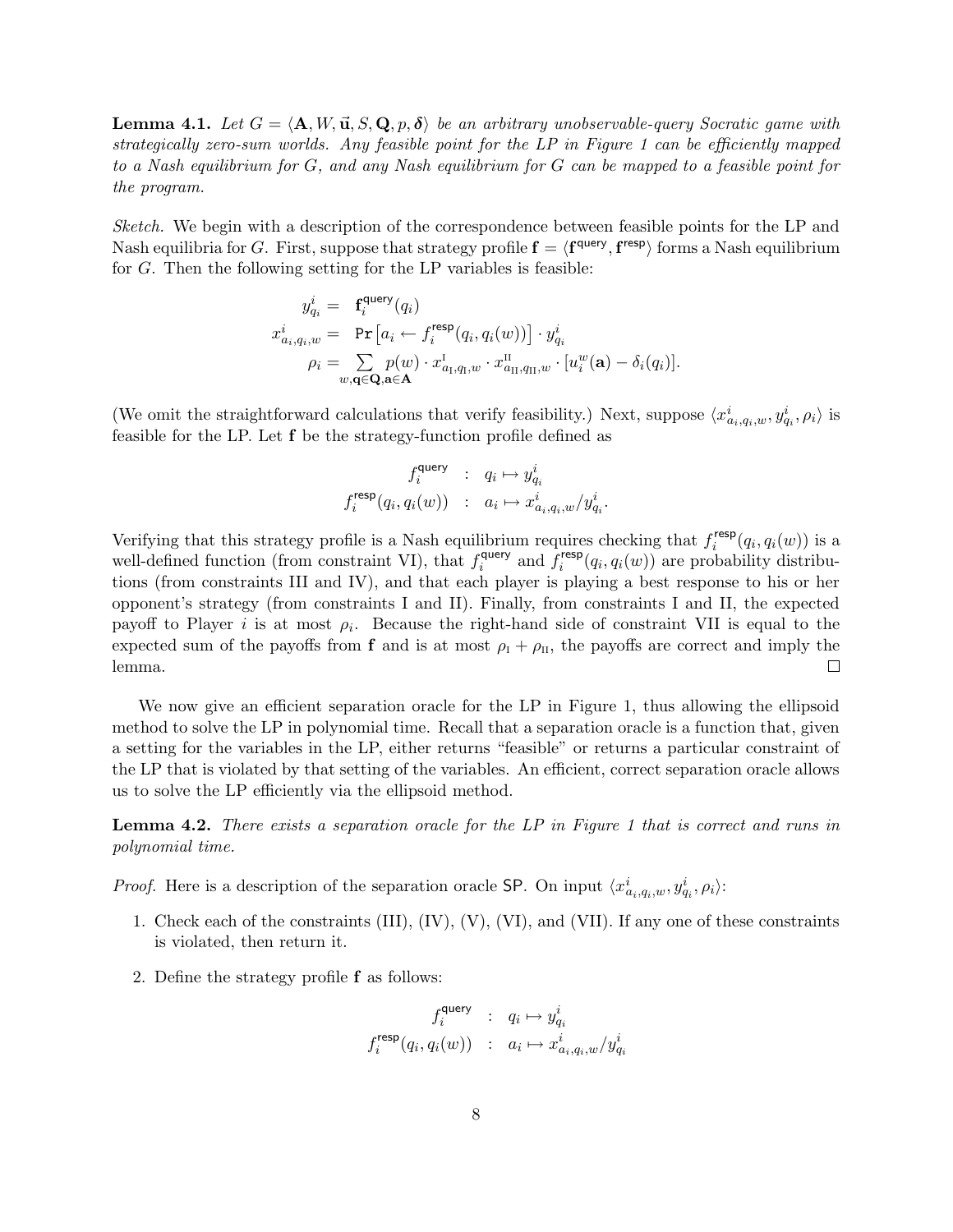**Lemma 4.1.** *Let $G = \langle \mathbf{A}, W, \vec{\mathbf{u}}, S, \mathbf{Q}, p, \boldsymbol{\delta} \rangle$ be an arbitrary unobservable-query Socratic game with strategically zero-sum worlds. Any feasible point for the LP in Figure 1 can be efficiently mapped to a Nash equilibrium for $G$, and any Nash equilibrium for $G$ can be mapped to a feasible point for the program.*

*Sketch.* We begin with a description of the correspondence between feasible points for the LP and Nash equilibria for $G$. First, suppose that strategy profile $\mathbf{f} = \langle \mathbf{f}^{\mathsf{query}}, \mathbf{f}^{\mathsf{resp}} \rangle$ forms a Nash equilibrium for $G$. Then the following setting for the LP variables is feasible:

$$
\begin{aligned}
y^i_{q_i} &= \mathbf{f}^{\mathsf{query}}_i(q_i) \\
x^i_{a_i,q_i,w} &= \Pr\left[a_i \leftarrow f^{\mathsf{resp}}_i(q_i, q_i(w))\right] \cdot y^i_{q_i} \\
\rho_i &= \sum_{w,\mathbf{q}\in\mathbf{Q},\mathbf{a}\in\mathbf{A}} p(w) \cdot x^{\mathrm{I}}_{a_{\mathrm{I}},q_{\mathrm{I}},w} \cdot x^{\mathrm{II}}_{a_{\mathrm{II}},q_{\mathrm{II}},w} \cdot [u^w_i(\mathbf{a}) - \delta_i(q_i)].
\end{aligned}
$$

(We omit the straightforward calculations that verify feasibility.) Next, suppose $\langle x^i_{a_i,q_i,w}, y^i_{q_i}, \rho_i \rangle$ is feasible for the LP. Let $\mathbf{f}$ be the strategy-function profile defined as

$$
\begin{aligned}
f^{\mathsf{query}}_i &: q_i \mapsto y^i_{q_i} \\
f^{\mathsf{resp}}_i(q_i, q_i(w)) &: a_i \mapsto x^i_{a_i,q_i,w}/y^i_{q_i}.
\end{aligned}
$$

Verifying that this strategy profile is a Nash equilibrium requires checking that $f^{\mathsf{resp}}_i(q_i, q_i(w))$ is a well-defined function (from constraint VI), that $f^{\mathsf{query}}_i$ and $f^{\mathsf{resp}}_i(q_i, q_i(w))$ are probability distributions (from constraints III and IV), and that each player is playing a best response to his or her opponent's strategy (from constraints I and II). Finally, from constraints I and II, the expected payoff to Player $i$ is at most $\rho_i$. Because the right-hand side of constraint VII is equal to the expected sum of the payoffs from $\mathbf{f}$ and is at most $\rho_{\mathrm{I}} + \rho_{\mathrm{II}}$, the payoffs are correct and imply the lemma. □

We now give an efficient separation oracle for the LP in Figure 1, thus allowing the ellipsoid method to solve the LP in polynomial time. Recall that a separation oracle is a function that, given a setting for the variables in the LP, either returns "feasible" or returns a particular constraint of the LP that is violated by that setting of the variables. An efficient, correct separation oracle allows us to solve the LP efficiently via the ellipsoid method.

**Lemma 4.2.** *There exists a separation oracle for the LP in Figure 1 that is correct and runs in polynomial time.*

*Proof.* Here is a description of the separation oracle $\mathsf{SP}$. On input $\langle x^i_{a_i,q_i,w}, y^i_{q_i}, \rho_i \rangle$:

1. Check each of the constraints (III), (IV), (V), (VI), and (VII). If any one of these constraints is violated, then return it.
2. Define the strategy profile $\mathbf{f}$ as follows:

$$
\begin{aligned}
f^{\mathsf{query}}_i &: q_i \mapsto y^i_{q_i} \\
f^{\mathsf{resp}}_i(q_i, q_i(w)) &: a_i \mapsto x^i_{a_i,q_i,w}/y^i_{q_i}
\end{aligned}
$$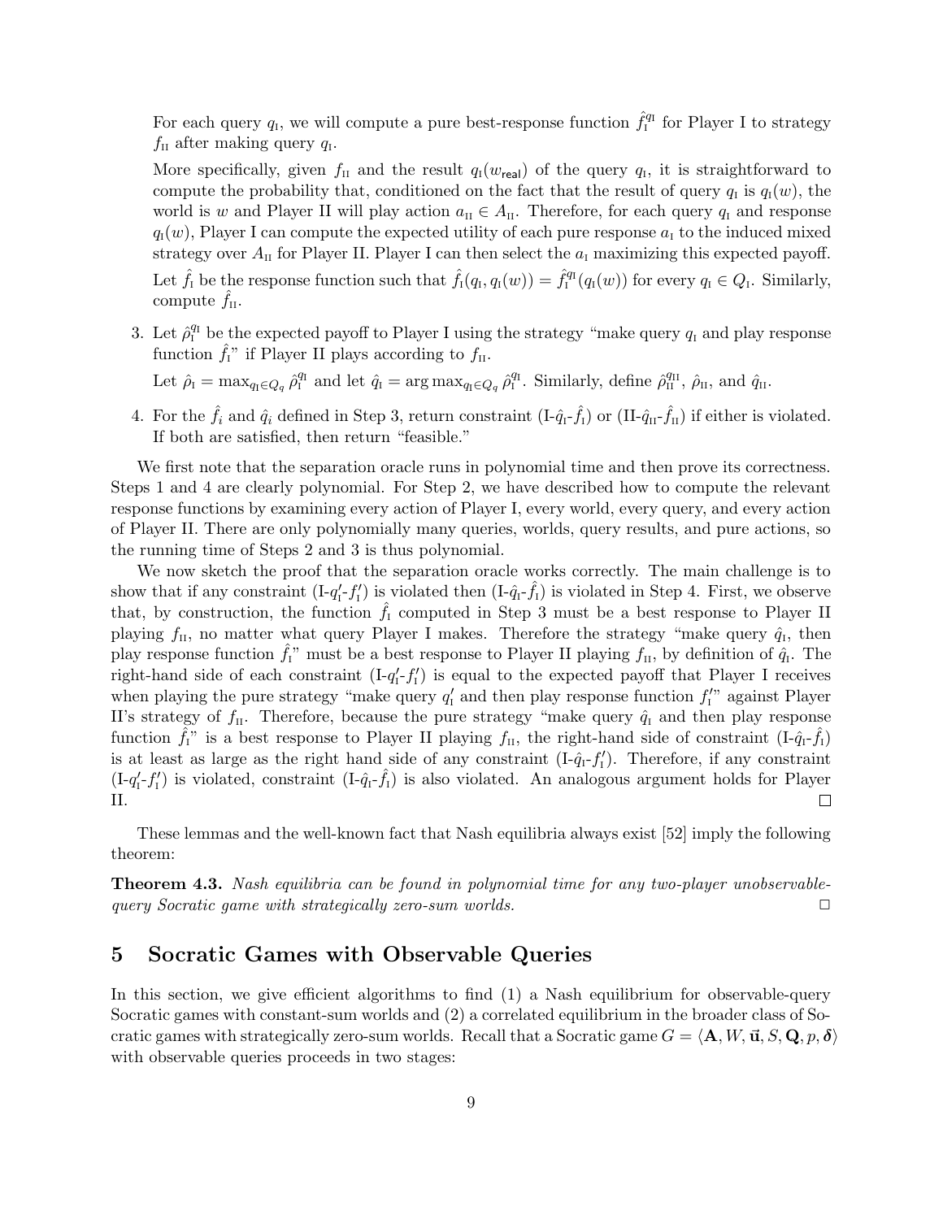For each query $q_{\text{I}}$, we will compute a pure best-response function $\hat{f}_{\text{I}}^{q_{\text{I}}}$ for Player I to strategy $f_{\text{II}}$ after making query $q_{\text{I}}$.

More specifically, given $f_{\text{II}}$ and the result $q_{\text{I}}(w_{\mathsf{real}})$ of the query $q_{\text{I}}$, it is straightforward to compute the probability that, conditioned on the fact that the result of query $q_{\text{I}}$ is $q_{\text{I}}(w)$, the world is $w$ and Player II will play action $a_{\text{II}} \in A_{\text{II}}$. Therefore, for each query $q_{\text{I}}$ and response $q_{\text{I}}(w)$, Player I can compute the expected utility of each pure response $a_{\text{I}}$ to the induced mixed strategy over $A_{\text{II}}$ for Player II. Player I can then select the $a_{\text{I}}$ maximizing this expected payoff.

Let $\hat{f}_{\text{I}}$ be the response function such that $\hat{f}_{\text{I}}(q_{\text{I}}, q_{\text{I}}(w)) = \hat{f}_{\text{I}}^{q_{\text{I}}}(q_{\text{I}}(w))$ for every $q_{\text{I}} \in Q_{\text{I}}$. Similarly, compute $\hat{f}_{\text{II}}$.

3. Let $\hat{\rho}_{\text{I}}^{q_{\text{I}}}$ be the expected payoff to Player I using the strategy "make query $q_{\text{I}}$ and play response function $\hat{f}_{\text{I}}$" if Player II plays according to $f_{\text{II}}$.

   Let $\hat{\rho}_{\text{I}} = \max_{q_{\text{I}} \in Q_q} \hat{\rho}_{\text{I}}^{q_{\text{I}}}$ and let $\hat{q}_{\text{I}} = \arg\max_{q_{\text{I}} \in Q_q} \hat{\rho}_{\text{I}}^{q_{\text{I}}}$. Similarly, define $\hat{\rho}_{\text{II}}^{q_{\text{II}}}$, $\hat{\rho}_{\text{II}}$, and $\hat{q}_{\text{II}}$.

4. For the $\hat{f}_i$ and $\hat{q}_i$ defined in Step 3, return constraint (I-$\hat{q}_{\text{I}}$-$\hat{f}_{\text{I}}$) or (II-$\hat{q}_{\text{II}}$-$\hat{f}_{\text{II}}$) if either is violated. If both are satisfied, then return "feasible."

We first note that the separation oracle runs in polynomial time and then prove its correctness. Steps 1 and 4 are clearly polynomial. For Step 2, we have described how to compute the relevant response functions by examining every action of Player I, every world, every query, and every action of Player II. There are only polynomially many queries, worlds, query results, and pure actions, so the running time of Steps 2 and 3 is thus polynomial.

We now sketch the proof that the separation oracle works correctly. The main challenge is to show that if any constraint (I-$q'_{\text{I}}$-$f'_{\text{I}}$) is violated then (I-$\hat{q}_{\text{I}}$-$\hat{f}_{\text{I}}$) is violated in Step 4. First, we observe that, by construction, the function $\hat{f}_{\text{I}}$ computed in Step 3 must be a best response to Player II playing $f_{\text{II}}$, no matter what query Player I makes. Therefore the strategy "make query $\hat{q}_{\text{I}}$, then play response function $\hat{f}_{\text{I}}$" must be a best response to Player II playing $f_{\text{II}}$, by definition of $\hat{q}_{\text{I}}$. The right-hand side of each constraint (I-$q'_{\text{I}}$-$f'_{\text{I}}$) is equal to the expected payoff that Player I receives when playing the pure strategy "make query $q'_{\text{I}}$ and then play response function $f'_{\text{I}}$" against Player II's strategy of $f_{\text{II}}$. Therefore, because the pure strategy "make query $\hat{q}_{\text{I}}$ and then play response function $\hat{f}_{\text{I}}$" is a best response to Player II playing $f_{\text{II}}$, the right-hand side of constraint (I-$\hat{q}_{\text{I}}$-$\hat{f}_{\text{I}}$) is at least as large as the right hand side of any constraint (I-$\hat{q}_{\text{I}}$-$f'_{\text{I}}$). Therefore, if any constraint (I-$q'_{\text{I}}$-$f'_{\text{I}}$) is violated, constraint (I-$\hat{q}_{\text{I}}$-$\hat{f}_{\text{I}}$) is also violated. An analogous argument holds for Player II. □

These lemmas and the well-known fact that Nash equilibria always exist [52] imply the following theorem:

**Theorem 4.3.** *Nash equilibria can be found in polynomial time for any two-player unobservable-query Socratic game with strategically zero-sum worlds.* □

## 5 Socratic Games with Observable Queries

In this section, we give efficient algorithms to find (1) a Nash equilibrium for observable-query Socratic games with constant-sum worlds and (2) a correlated equilibrium in the broader class of Socratic games with strategically zero-sum worlds. Recall that a Socratic game $G = \langle \mathbf{A}, W, \vec{\mathbf{u}}, S, \mathbf{Q}, p, \boldsymbol{\delta} \rangle$ with observable queries proceeds in two stages: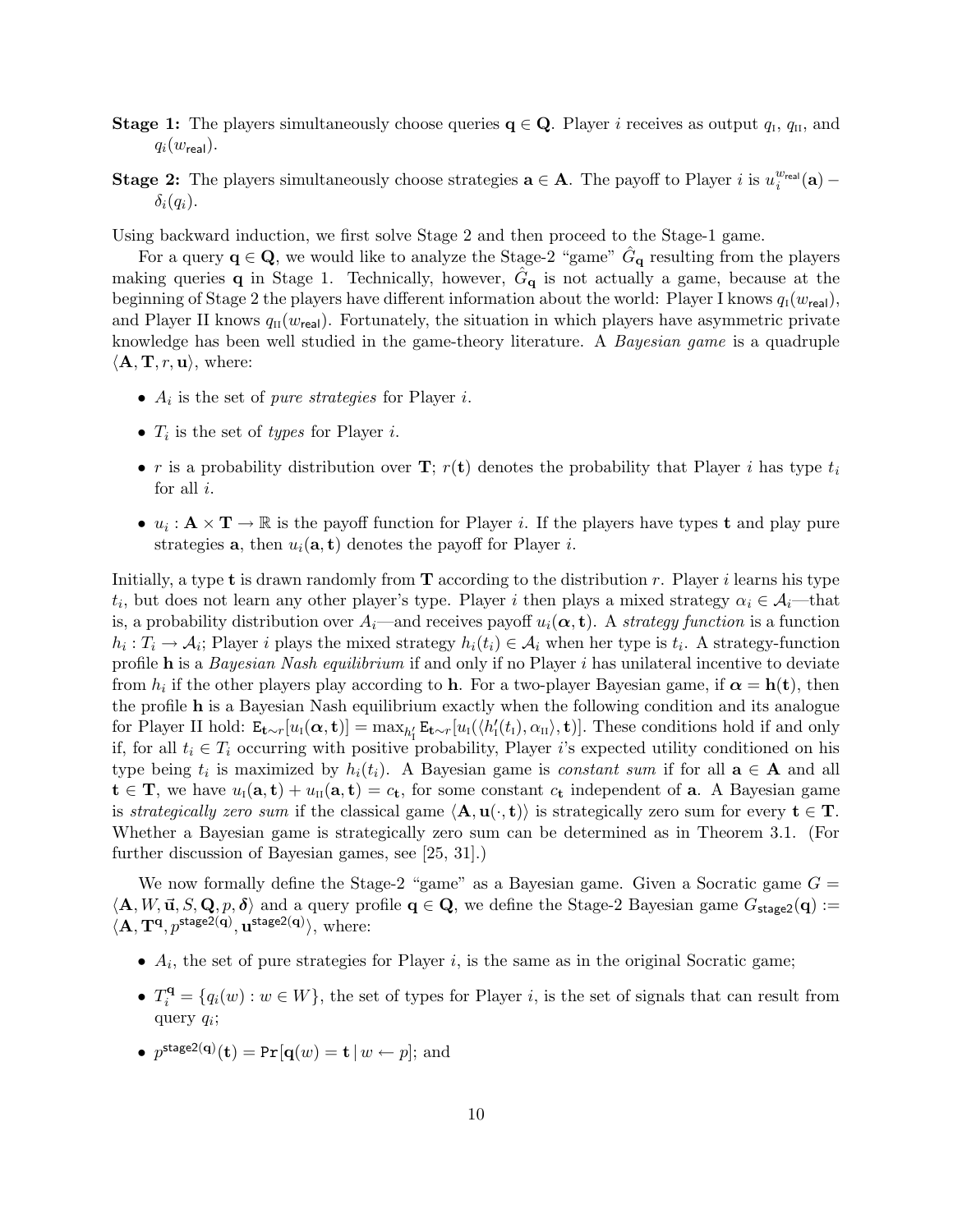**Stage 1:** The players simultaneously choose queries $\mathbf{q} \in \mathbf{Q}$. Player $i$ receives as output $q_{\mathrm{I}}$, $q_{\mathrm{II}}$, and $q_i(w_{\mathsf{real}})$.

**Stage 2:** The players simultaneously choose strategies $\mathbf{a} \in \mathbf{A}$. The payoff to Player $i$ is $u_i^{w_{\mathsf{real}}}(\mathbf{a}) - \delta_i(q_i)$.

Using backward induction, we first solve Stage 2 and then proceed to the Stage-1 game.

For a query $\mathbf{q} \in \mathbf{Q}$, we would like to analyze the Stage-2 "game" $\hat{G}_{\mathbf{q}}$ resulting from the players making queries $\mathbf{q}$ in Stage 1. Technically, however, $\hat{G}_{\mathbf{q}}$ is not actually a game, because at the beginning of Stage 2 the players have different information about the world: Player I knows $q_{\mathrm{I}}(w_{\mathsf{real}})$, and Player II knows $q_{\mathrm{II}}(w_{\mathsf{real}})$. Fortunately, the situation in which players have asymmetric private knowledge has been well studied in the game-theory literature. A *Bayesian game* is a quadruple $\langle \mathbf{A}, \mathbf{T}, r, \mathbf{u} \rangle$, where:

- $A_i$ is the set of *pure strategies* for Player $i$.
- $T_i$ is the set of *types* for Player $i$.
- $r$ is a probability distribution over $\mathbf{T}$; $r(\mathbf{t})$ denotes the probability that Player $i$ has type $t_i$ for all $i$.
- $u_i : \mathbf{A} \times \mathbf{T} \to \mathbb{R}$ is the payoff function for Player $i$. If the players have types $\mathbf{t}$ and play pure strategies $\mathbf{a}$, then $u_i(\mathbf{a}, \mathbf{t})$ denotes the payoff for Player $i$.

Initially, a type $\mathbf{t}$ is drawn randomly from $\mathbf{T}$ according to the distribution $r$. Player $i$ learns his type $t_i$, but does not learn any other player's type. Player $i$ then plays a mixed strategy $\alpha_i \in \mathcal{A}_i$—that is, a probability distribution over $A_i$—and receives payoff $u_i(\boldsymbol{\alpha}, \mathbf{t})$. A *strategy function* is a function $h_i : T_i \to \mathcal{A}_i$; Player $i$ plays the mixed strategy $h_i(t_i) \in \mathcal{A}_i$ when her type is $t_i$. A strategy-function profile $\mathbf{h}$ is a *Bayesian Nash equilibrium* if and only if no Player $i$ has unilateral incentive to deviate from $h_i$ if the other players play according to $\mathbf{h}$. For a two-player Bayesian game, if $\boldsymbol{\alpha} = \mathbf{h}(\mathbf{t})$, then the profile $\mathbf{h}$ is a Bayesian Nash equilibrium exactly when the following condition and its analogue for Player II hold: $\mathtt{E}_{\mathbf{t} \sim r}[u_{\mathrm{I}}(\boldsymbol{\alpha}, \mathbf{t})] = \max_{h'_{\mathrm{I}}} \mathtt{E}_{\mathbf{t} \sim r}[u_{\mathrm{I}}(\langle h'_{\mathrm{I}}(t_{\mathrm{I}}), \alpha_{\mathrm{II}} \rangle, \mathbf{t})]$. These conditions hold if and only if, for all $t_i \in T_i$ occurring with positive probability, Player $i$'s expected utility conditioned on his type being $t_i$ is maximized by $h_i(t_i)$. A Bayesian game is *constant sum* if for all $\mathbf{a} \in \mathbf{A}$ and all $\mathbf{t} \in \mathbf{T}$, we have $u_{\mathrm{I}}(\mathbf{a}, \mathbf{t}) + u_{\mathrm{II}}(\mathbf{a}, \mathbf{t}) = c_{\mathbf{t}}$, for some constant $c_{\mathbf{t}}$ independent of $\mathbf{a}$. A Bayesian game is *strategically zero sum* if the classical game $\langle \mathbf{A}, \mathbf{u}(\cdot, \mathbf{t}) \rangle$ is strategically zero sum for every $\mathbf{t} \in \mathbf{T}$. Whether a Bayesian game is strategically zero sum can be determined as in Theorem 3.1. (For further discussion of Bayesian games, see [25, 31].)

We now formally define the Stage-2 "game" as a Bayesian game. Given a Socratic game $G = \langle \mathbf{A}, W, \vec{\mathbf{u}}, S, \mathbf{Q}, p, \boldsymbol{\delta} \rangle$ and a query profile $\mathbf{q} \in \mathbf{Q}$, we define the Stage-2 Bayesian game $G_{\mathsf{stage2}}(\mathbf{q}) := \langle \mathbf{A}, \mathbf{T}^{\mathbf{q}}, p^{\mathsf{stage2}(\mathbf{q})}, \mathbf{u}^{\mathsf{stage2}(\mathbf{q})} \rangle$, where:

- $A_i$, the set of pure strategies for Player $i$, is the same as in the original Socratic game;
- $T_i^{\mathbf{q}} = \{q_i(w) : w \in W\}$, the set of types for Player $i$, is the set of signals that can result from query $q_i$;
- $p^{\mathsf{stage2}(\mathbf{q})}(\mathbf{t}) = \mathtt{Pr}[\mathbf{q}(w) = \mathbf{t} \mid w \leftarrow p]$; and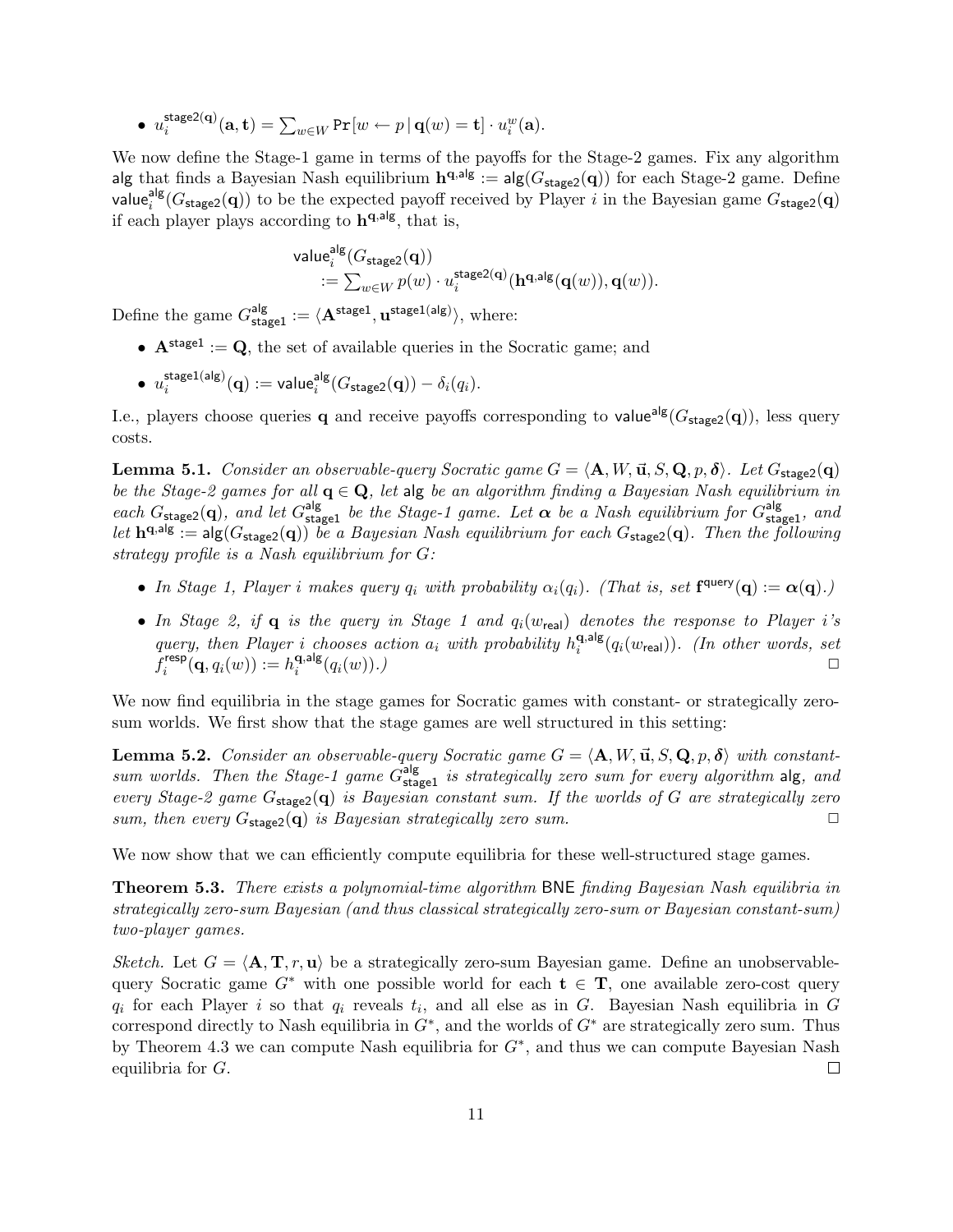- $u_i^{\mathsf{stage2}(\mathbf{q})}(\mathbf{a}, \mathbf{t}) = \sum_{w \in W} \mathtt{Pr}[w \leftarrow p \,|\, \mathbf{q}(w) = \mathbf{t}] \cdot u_i^w(\mathbf{a})$.

We now define the Stage-1 game in terms of the payoffs for the Stage-2 games. Fix any algorithm $\mathsf{alg}$ that finds a Bayesian Nash equilibrium $\mathbf{h}^{\mathbf{q},\mathsf{alg}} := \mathsf{alg}(G_{\mathsf{stage2}}(\mathbf{q}))$ for each Stage-2 game. Define $\mathsf{value}_i^{\mathsf{alg}}(G_{\mathsf{stage2}}(\mathbf{q}))$ to be the expected payoff received by Player $i$ in the Bayesian game $G_{\mathsf{stage2}}(\mathbf{q})$ if each player plays according to $\mathbf{h}^{\mathbf{q},\mathsf{alg}}$, that is,

$$\begin{aligned}&\mathsf{value}_i^{\mathsf{alg}}(G_{\mathsf{stage2}}(\mathbf{q})) \\ &\quad := \textstyle\sum_{w \in W} p(w) \cdot u_i^{\mathsf{stage2}(\mathbf{q})}(\mathbf{h}^{\mathbf{q},\mathsf{alg}}(\mathbf{q}(w)), \mathbf{q}(w)).\end{aligned}$$

Define the game $G_{\mathsf{stage1}}^{\mathsf{alg}} := \langle \mathbf{A}^{\mathsf{stage1}}, \mathbf{u}^{\mathsf{stage1}(\mathsf{alg})} \rangle$, where:

- $\mathbf{A}^{\mathsf{stage1}} := \mathbf{Q}$, the set of available queries in the Socratic game; and
- $u_i^{\mathsf{stage1}(\mathsf{alg})}(\mathbf{q}) := \mathsf{value}_i^{\mathsf{alg}}(G_{\mathsf{stage2}}(\mathbf{q})) - \delta_i(q_i)$.

I.e., players choose queries $\mathbf{q}$ and receive payoffs corresponding to $\mathsf{value}^{\mathsf{alg}}(G_{\mathsf{stage2}}(\mathbf{q}))$, less query costs.

**Lemma 5.1.** *Consider an observable-query Socratic game $G = \langle \mathbf{A}, W, \vec{\mathbf{u}}, S, \mathbf{Q}, p, \boldsymbol{\delta} \rangle$. Let $G_{\mathsf{stage2}}(\mathbf{q})$ be the Stage-2 games for all $\mathbf{q} \in \mathbf{Q}$, let $\mathsf{alg}$ be an algorithm finding a Bayesian Nash equilibrium in each $G_{\mathsf{stage2}}(\mathbf{q})$, and let $G_{\mathsf{stage1}}^{\mathsf{alg}}$ be the Stage-1 game. Let $\boldsymbol{\alpha}$ be a Nash equilibrium for $G_{\mathsf{stage1}}^{\mathsf{alg}}$, and let $\mathbf{h}^{\mathbf{q},\mathsf{alg}} := \mathsf{alg}(G_{\mathsf{stage2}}(\mathbf{q}))$ be a Bayesian Nash equilibrium for each $G_{\mathsf{stage2}}(\mathbf{q})$. Then the following strategy profile is a Nash equilibrium for $G$:*

- *In Stage 1, Player $i$ makes query $q_i$ with probability $\alpha_i(q_i)$. (That is, set $\mathbf{f}^{\mathsf{query}}(\mathbf{q}) := \boldsymbol{\alpha}(\mathbf{q})$.)*
- *In Stage 2, if $\mathbf{q}$ is the query in Stage 1 and $q_i(w_{\mathsf{real}})$ denotes the response to Player $i$'s query, then Player $i$ chooses action $a_i$ with probability $h_i^{\mathbf{q},\mathsf{alg}}(q_i(w_{\mathsf{real}}))$. (In other words, set $f_i^{\mathsf{resp}}(\mathbf{q}, q_i(w)) := h_i^{\mathbf{q},\mathsf{alg}}(q_i(w))$.)* □

We now find equilibria in the stage games for Socratic games with constant- or strategically zero-sum worlds. We first show that the stage games are well structured in this setting:

**Lemma 5.2.** *Consider an observable-query Socratic game $G = \langle \mathbf{A}, W, \vec{\mathbf{u}}, S, \mathbf{Q}, p, \boldsymbol{\delta} \rangle$ with constant-sum worlds. Then the Stage-1 game $G_{\mathsf{stage1}}^{\mathsf{alg}}$ is strategically zero sum for every algorithm $\mathsf{alg}$, and every Stage-2 game $G_{\mathsf{stage2}}(\mathbf{q})$ is Bayesian constant sum. If the worlds of $G$ are strategically zero sum, then every $G_{\mathsf{stage2}}(\mathbf{q})$ is Bayesian strategically zero sum.* □

We now show that we can efficiently compute equilibria for these well-structured stage games.

**Theorem 5.3.** *There exists a polynomial-time algorithm $\mathsf{BNE}$ finding Bayesian Nash equilibria in strategically zero-sum Bayesian (and thus classical strategically zero-sum or Bayesian constant-sum) two-player games.*

*Sketch.* Let $G = \langle \mathbf{A}, \mathbf{T}, r, \mathbf{u} \rangle$ be a strategically zero-sum Bayesian game. Define an unobservable-query Socratic game $G^*$ with one possible world for each $\mathbf{t} \in \mathbf{T}$, one available zero-cost query $q_i$ for each Player $i$ so that $q_i$ reveals $t_i$, and all else as in $G$. Bayesian Nash equilibria in $G$ correspond directly to Nash equilibria in $G^*$, and the worlds of $G^*$ are strategically zero sum. Thus by Theorem 4.3 we can compute Nash equilibria for $G^*$, and thus we can compute Bayesian Nash equilibria for $G$. □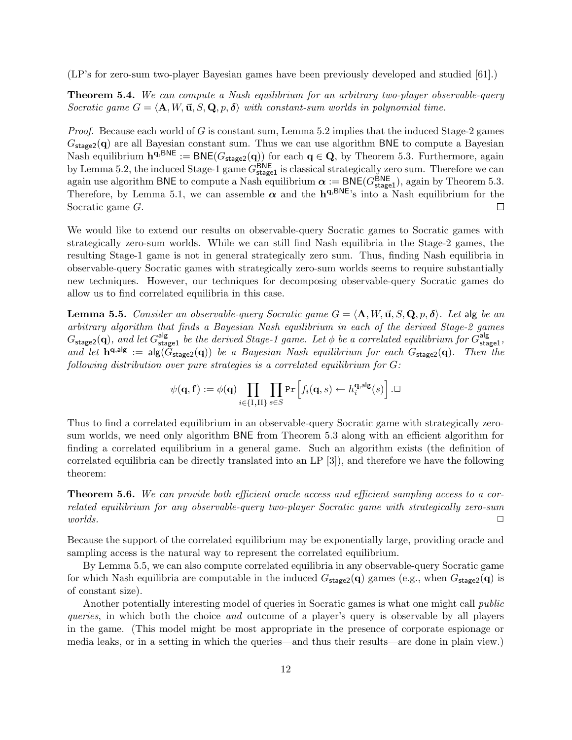(LP's for zero-sum two-player Bayesian games have been previously developed and studied [61].)

**Theorem 5.4.** *We can compute a Nash equilibrium for an arbitrary two-player observable-query Socratic game $G = \langle \mathbf{A}, W, \vec{\mathbf{u}}, S, \mathbf{Q}, p, \boldsymbol{\delta} \rangle$ with constant-sum worlds in polynomial time.*

*Proof.* Because each world of $G$ is constant sum, Lemma 5.2 implies that the induced Stage-2 games $G_{\mathsf{stage2}}(\mathbf{q})$ are all Bayesian constant sum. Thus we can use algorithm $\mathsf{BNE}$ to compute a Bayesian Nash equilibrium $\mathbf{h}^{\mathbf{q},\mathsf{BNE}} := \mathsf{BNE}(G_{\mathsf{stage2}}(\mathbf{q}))$ for each $\mathbf{q} \in \mathbf{Q}$, by Theorem 5.3. Furthermore, again by Lemma 5.2, the induced Stage-1 game $G^{\mathsf{BNE}}_{\mathsf{stage1}}$ is classical strategically zero sum. Therefore we can again use algorithm $\mathsf{BNE}$ to compute a Nash equilibrium $\boldsymbol{\alpha} := \mathsf{BNE}(G^{\mathsf{BNE}}_{\mathsf{stage1}})$, again by Theorem 5.3. Therefore, by Lemma 5.1, we can assemble $\boldsymbol{\alpha}$ and the $\mathbf{h}^{\mathbf{q},\mathsf{BNE}}$'s into a Nash equilibrium for the Socratic game $G$. □

We would like to extend our results on observable-query Socratic games to Socratic games with strategically zero-sum worlds. While we can still find Nash equilibria in the Stage-2 games, the resulting Stage-1 game is not in general strategically zero sum. Thus, finding Nash equilibria in observable-query Socratic games with strategically zero-sum worlds seems to require substantially new techniques. However, our techniques for decomposing observable-query Socratic games do allow us to find correlated equilibria in this case.

**Lemma 5.5.** *Consider an observable-query Socratic game $G = \langle \mathbf{A}, W, \vec{\mathbf{u}}, S, \mathbf{Q}, p, \boldsymbol{\delta} \rangle$. Let $\mathsf{alg}$ be an arbitrary algorithm that finds a Bayesian Nash equilibrium in each of the derived Stage-2 games $G_{\mathsf{stage2}}(\mathbf{q})$, and let $G^{\mathsf{alg}}_{\mathsf{stage1}}$ be the derived Stage-1 game. Let $\phi$ be a correlated equilibrium for $G^{\mathsf{alg}}_{\mathsf{stage1}}$, and let $\mathbf{h}^{\mathbf{q},\mathsf{alg}} := \mathsf{alg}(G_{\mathsf{stage2}}(\mathbf{q}))$ be a Bayesian Nash equilibrium for each $G_{\mathsf{stage2}}(\mathbf{q})$. Then the following distribution over pure strategies is a correlated equilibrium for $G$:*

$$\psi(\mathbf{q}, \mathbf{f}) := \phi(\mathbf{q}) \prod_{i \in \{\mathrm{I},\mathrm{II}\}} \prod_{s \in S} \Pr\left[ f_i(\mathbf{q}, s) \leftarrow h_i^{\mathbf{q},\mathsf{alg}}(s) \right]. \square$$

Thus to find a correlated equilibrium in an observable-query Socratic game with strategically zero-sum worlds, we need only algorithm $\mathsf{BNE}$ from Theorem 5.3 along with an efficient algorithm for finding a correlated equilibrium in a general game. Such an algorithm exists (the definition of correlated equilibria can be directly translated into an LP [3]), and therefore we have the following theorem:

**Theorem 5.6.** *We can provide both efficient oracle access and efficient sampling access to a correlated equilibrium for any observable-query two-player Socratic game with strategically zero-sum worlds.* □

Because the support of the correlated equilibrium may be exponentially large, providing oracle and sampling access is the natural way to represent the correlated equilibrium.

By Lemma 5.5, we can also compute correlated equilibria in any observable-query Socratic game for which Nash equilibria are computable in the induced $G_{\mathsf{stage2}}(\mathbf{q})$ games (e.g., when $G_{\mathsf{stage2}}(\mathbf{q})$ is of constant size).

Another potentially interesting model of queries in Socratic games is what one might call *public queries*, in which both the choice *and* outcome of a player's query is observable by all players in the game. (This model might be most appropriate in the presence of corporate espionage or media leaks, or in a setting in which the queries—and thus their results—are done in plain view.)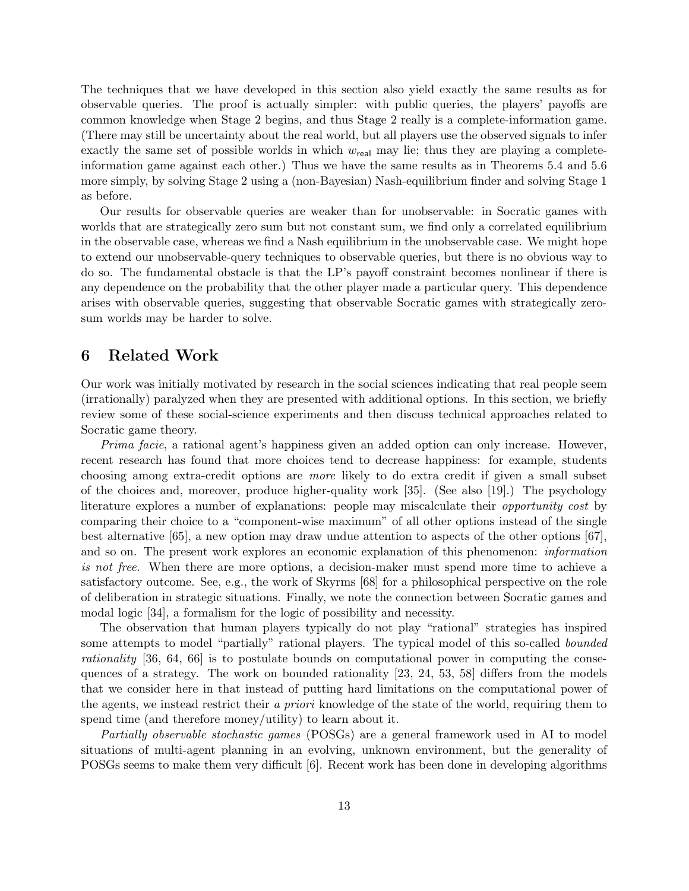The techniques that we have developed in this section also yield exactly the same results as for observable queries. The proof is actually simpler: with public queries, the players' payoffs are common knowledge when Stage 2 begins, and thus Stage 2 really is a complete-information game. (There may still be uncertainty about the real world, but all players use the observed signals to infer exactly the same set of possible worlds in which $w_{\mathsf{real}}$ may lie; thus they are playing a complete-information game against each other.) Thus we have the same results as in Theorems 5.4 and 5.6 more simply, by solving Stage 2 using a (non-Bayesian) Nash-equilibrium finder and solving Stage 1 as before.

Our results for observable queries are weaker than for unobservable: in Socratic games with worlds that are strategically zero sum but not constant sum, we find only a correlated equilibrium in the observable case, whereas we find a Nash equilibrium in the unobservable case. We might hope to extend our unobservable-query techniques to observable queries, but there is no obvious way to do so. The fundamental obstacle is that the LP's payoff constraint becomes nonlinear if there is any dependence on the probability that the other player made a particular query. This dependence arises with observable queries, suggesting that observable Socratic games with strategically zero-sum worlds may be harder to solve.

## 6 Related Work

Our work was initially motivated by research in the social sciences indicating that real people seem (irrationally) paralyzed when they are presented with additional options. In this section, we briefly review some of these social-science experiments and then discuss technical approaches related to Socratic game theory.

*Prima facie*, a rational agent's happiness given an added option can only increase. However, recent research has found that more choices tend to decrease happiness: for example, students choosing among extra-credit options are *more* likely to do extra credit if given a small subset of the choices and, moreover, produce higher-quality work [35]. (See also [19].) The psychology literature explores a number of explanations: people may miscalculate their *opportunity cost* by comparing their choice to a "component-wise maximum" of all other options instead of the single best alternative [65], a new option may draw undue attention to aspects of the other options [67], and so on. The present work explores an economic explanation of this phenomenon: *information is not free.* When there are more options, a decision-maker must spend more time to achieve a satisfactory outcome. See, e.g., the work of Skyrms [68] for a philosophical perspective on the role of deliberation in strategic situations. Finally, we note the connection between Socratic games and modal logic [34], a formalism for the logic of possibility and necessity.

The observation that human players typically do not play "rational" strategies has inspired some attempts to model "partially" rational players. The typical model of this so-called *bounded rationality* [36, 64, 66] is to postulate bounds on computational power in computing the consequences of a strategy. The work on bounded rationality [23, 24, 53, 58] differs from the models that we consider here in that instead of putting hard limitations on the computational power of the agents, we instead restrict their *a priori* knowledge of the state of the world, requiring them to spend time (and therefore money/utility) to learn about it.

*Partially observable stochastic games* (POSGs) are a general framework used in AI to model situations of multi-agent planning in an evolving, unknown environment, but the generality of POSGs seems to make them very difficult [6]. Recent work has been done in developing algorithms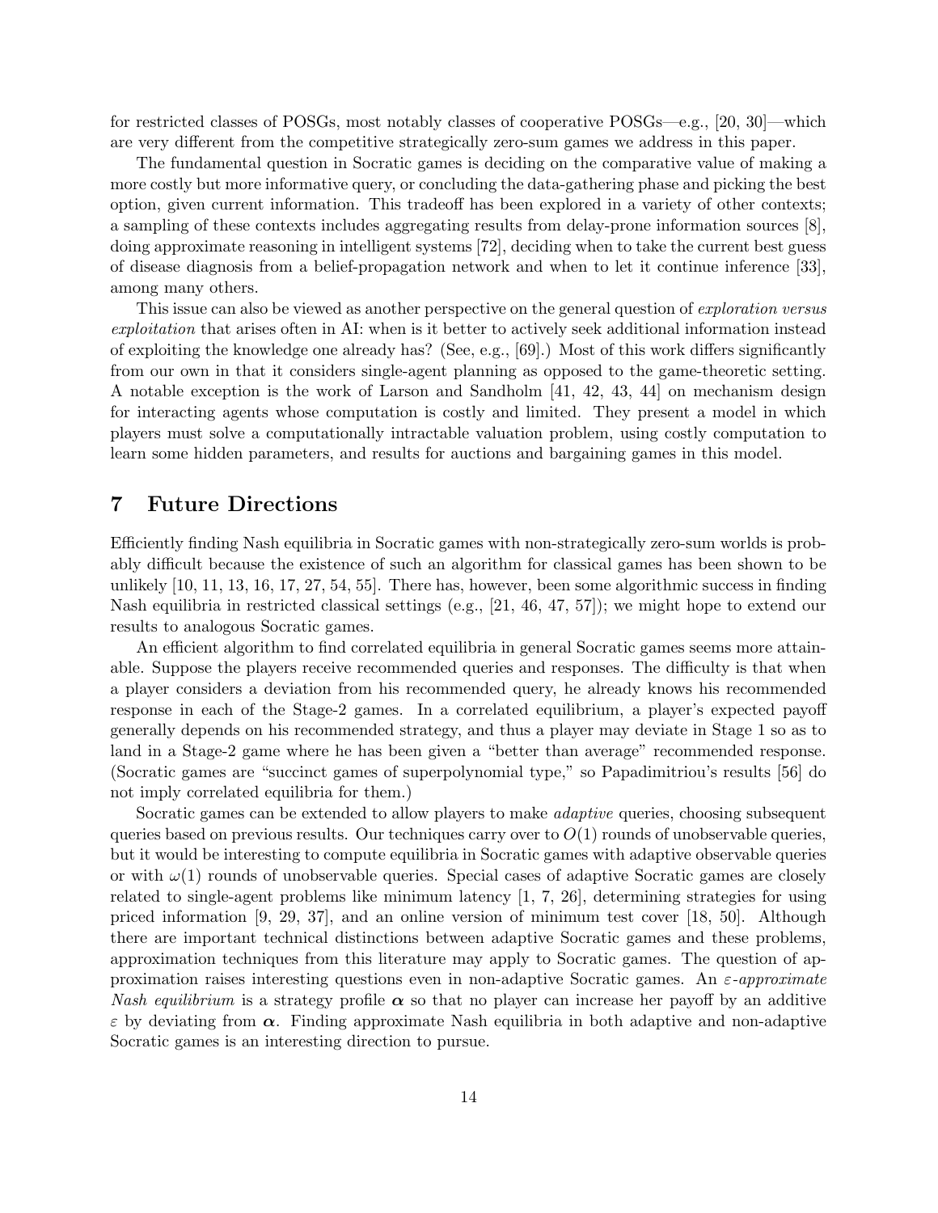for restricted classes of POSGs, most notably classes of cooperative POSGs—e.g., [20, 30]—which are very different from the competitive strategically zero-sum games we address in this paper.

The fundamental question in Socratic games is deciding on the comparative value of making a more costly but more informative query, or concluding the data-gathering phase and picking the best option, given current information. This tradeoff has been explored in a variety of other contexts; a sampling of these contexts includes aggregating results from delay-prone information sources [8], doing approximate reasoning in intelligent systems [72], deciding when to take the current best guess of disease diagnosis from a belief-propagation network and when to let it continue inference [33], among many others.

This issue can also be viewed as another perspective on the general question of *exploration versus exploitation* that arises often in AI: when is it better to actively seek additional information instead of exploiting the knowledge one already has? (See, e.g., [69].) Most of this work differs significantly from our own in that it considers single-agent planning as opposed to the game-theoretic setting. A notable exception is the work of Larson and Sandholm [41, 42, 43, 44] on mechanism design for interacting agents whose computation is costly and limited. They present a model in which players must solve a computationally intractable valuation problem, using costly computation to learn some hidden parameters, and results for auctions and bargaining games in this model.

# 7 Future Directions

Efficiently finding Nash equilibria in Socratic games with non-strategically zero-sum worlds is probably difficult because the existence of such an algorithm for classical games has been shown to be unlikely [10, 11, 13, 16, 17, 27, 54, 55]. There has, however, been some algorithmic success in finding Nash equilibria in restricted classical settings (e.g., [21, 46, 47, 57]); we might hope to extend our results to analogous Socratic games.

An efficient algorithm to find correlated equilibria in general Socratic games seems more attainable. Suppose the players receive recommended queries and responses. The difficulty is that when a player considers a deviation from his recommended query, he already knows his recommended response in each of the Stage-2 games. In a correlated equilibrium, a player's expected payoff generally depends on his recommended strategy, and thus a player may deviate in Stage 1 so as to land in a Stage-2 game where he has been given a "better than average" recommended response. (Socratic games are "succinct games of superpolynomial type," so Papadimitriou's results [56] do not imply correlated equilibria for them.)

Socratic games can be extended to allow players to make *adaptive* queries, choosing subsequent queries based on previous results. Our techniques carry over to $O(1)$ rounds of unobservable queries, but it would be interesting to compute equilibria in Socratic games with adaptive observable queries or with $\omega(1)$ rounds of unobservable queries. Special cases of adaptive Socratic games are closely related to single-agent problems like minimum latency [1, 7, 26], determining strategies for using priced information [9, 29, 37], and an online version of minimum test cover [18, 50]. Although there are important technical distinctions between adaptive Socratic games and these problems, approximation techniques from this literature may apply to Socratic games. The question of approximation raises interesting questions even in non-adaptive Socratic games. An $\varepsilon$-*approximate Nash equilibrium* is a strategy profile $\boldsymbol{\alpha}$ so that no player can increase her payoff by an additive $\varepsilon$ by deviating from $\boldsymbol{\alpha}$. Finding approximate Nash equilibria in both adaptive and non-adaptive Socratic games is an interesting direction to pursue.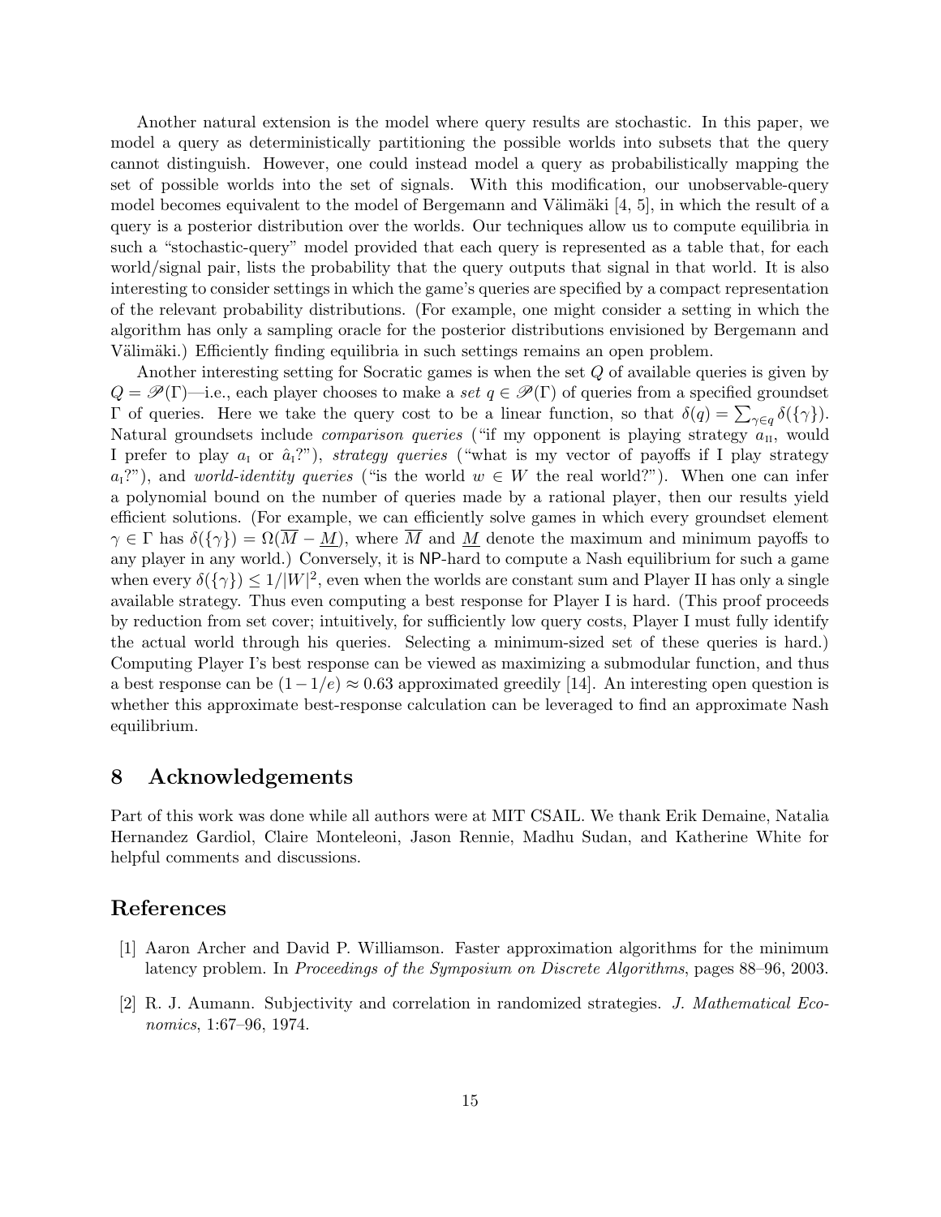Another natural extension is the model where query results are stochastic. In this paper, we model a query as deterministically partitioning the possible worlds into subsets that the query cannot distinguish. However, one could instead model a query as probabilistically mapping the set of possible worlds into the set of signals. With this modification, our unobservable-query model becomes equivalent to the model of Bergemann and Välimäki [4, 5], in which the result of a query is a posterior distribution over the worlds. Our techniques allow us to compute equilibria in such a "stochastic-query" model provided that each query is represented as a table that, for each world/signal pair, lists the probability that the query outputs that signal in that world. It is also interesting to consider settings in which the game's queries are specified by a compact representation of the relevant probability distributions. (For example, one might consider a setting in which the algorithm has only a sampling oracle for the posterior distributions envisioned by Bergemann and Välimäki.) Efficiently finding equilibria in such settings remains an open problem.

Another interesting setting for Socratic games is when the set $Q$ of available queries is given by $Q = \mathscr{P}(\Gamma)$—i.e., each player chooses to make a *set* $q \in \mathscr{P}(\Gamma)$ of queries from a specified groundset $\Gamma$ of queries. Here we take the query cost to be a linear function, so that $\delta(q) = \sum_{\gamma \in q} \delta(\{\gamma\})$. Natural groundsets include *comparison queries* ("if my opponent is playing strategy $a_{\text{II}}$, would I prefer to play $a_{\text{I}}$ or $\hat{a}_{\text{I}}$?"), *strategy queries* ("what is my vector of payoffs if I play strategy $a_{\text{I}}$?"), and *world-identity queries* ("is the world $w \in W$ the real world?"). When one can infer a polynomial bound on the number of queries made by a rational player, then our results yield efficient solutions. (For example, we can efficiently solve games in which every groundset element $\gamma \in \Gamma$ has $\delta(\{\gamma\}) = \Omega(\overline{M} - \underline{M})$, where $\overline{M}$ and $\underline{M}$ denote the maximum and minimum payoffs to any player in any world.) Conversely, it is NP-hard to compute a Nash equilibrium for such a game when every $\delta(\{\gamma\}) \leq 1/|W|^2$, even when the worlds are constant sum and Player II has only a single available strategy. Thus even computing a best response for Player I is hard. (This proof proceeds by reduction from set cover; intuitively, for sufficiently low query costs, Player I must fully identify the actual world through his queries. Selecting a minimum-sized set of these queries is hard.) Computing Player I's best response can be viewed as maximizing a submodular function, and thus a best response can be $(1 - 1/e) \approx 0.63$ approximated greedily [14]. An interesting open question is whether this approximate best-response calculation can be leveraged to find an approximate Nash equilibrium.

# 8 Acknowledgements

Part of this work was done while all authors were at MIT CSAIL. We thank Erik Demaine, Natalia Hernandez Gardiol, Claire Monteleoni, Jason Rennie, Madhu Sudan, and Katherine White for helpful comments and discussions.

# References

[1] Aaron Archer and David P. Williamson. Faster approximation algorithms for the minimum latency problem. In *Proceedings of the Symposium on Discrete Algorithms*, pages 88–96, 2003.

[2] R. J. Aumann. Subjectivity and correlation in randomized strategies. *J. Mathematical Economics*, 1:67–96, 1974.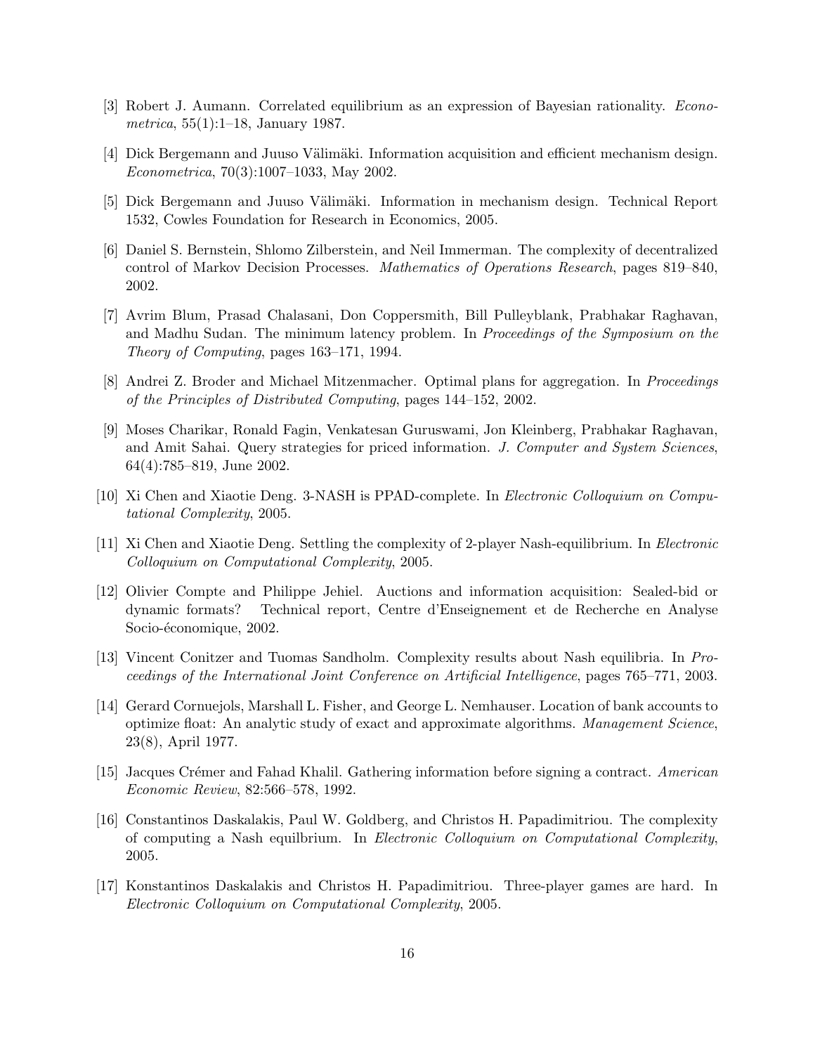[3] Robert J. Aumann. Correlated equilibrium as an expression of Bayesian rationality. *Econometrica*, 55(1):1–18, January 1987.

[4] Dick Bergemann and Juuso Välimäki. Information acquisition and efficient mechanism design. *Econometrica*, 70(3):1007–1033, May 2002.

[5] Dick Bergemann and Juuso Välimäki. Information in mechanism design. Technical Report 1532, Cowles Foundation for Research in Economics, 2005.

[6] Daniel S. Bernstein, Shlomo Zilberstein, and Neil Immerman. The complexity of decentralized control of Markov Decision Processes. *Mathematics of Operations Research*, pages 819–840, 2002.

[7] Avrim Blum, Prasad Chalasani, Don Coppersmith, Bill Pulleyblank, Prabhakar Raghavan, and Madhu Sudan. The minimum latency problem. In *Proceedings of the Symposium on the Theory of Computing*, pages 163–171, 1994.

[8] Andrei Z. Broder and Michael Mitzenmacher. Optimal plans for aggregation. In *Proceedings of the Principles of Distributed Computing*, pages 144–152, 2002.

[9] Moses Charikar, Ronald Fagin, Venkatesan Guruswami, Jon Kleinberg, Prabhakar Raghavan, and Amit Sahai. Query strategies for priced information. *J. Computer and System Sciences*, 64(4):785–819, June 2002.

[10] Xi Chen and Xiaotie Deng. 3-NASH is PPAD-complete. In *Electronic Colloquium on Computational Complexity*, 2005.

[11] Xi Chen and Xiaotie Deng. Settling the complexity of 2-player Nash-equilibrium. In *Electronic Colloquium on Computational Complexity*, 2005.

[12] Olivier Compte and Philippe Jehiel. Auctions and information acquisition: Sealed-bid or dynamic formats? Technical report, Centre d'Enseignement et de Recherche en Analyse Socio-économique, 2002.

[13] Vincent Conitzer and Tuomas Sandholm. Complexity results about Nash equilibria. In *Proceedings of the International Joint Conference on Artificial Intelligence*, pages 765–771, 2003.

[14] Gerard Cornuejols, Marshall L. Fisher, and George L. Nemhauser. Location of bank accounts to optimize float: An analytic study of exact and approximate algorithms. *Management Science*, 23(8), April 1977.

[15] Jacques Crémer and Fahad Khalil. Gathering information before signing a contract. *American Economic Review*, 82:566–578, 1992.

[16] Constantinos Daskalakis, Paul W. Goldberg, and Christos H. Papadimitriou. The complexity of computing a Nash equilbrium. In *Electronic Colloquium on Computational Complexity*, 2005.

[17] Konstantinos Daskalakis and Christos H. Papadimitriou. Three-player games are hard. In *Electronic Colloquium on Computational Complexity*, 2005.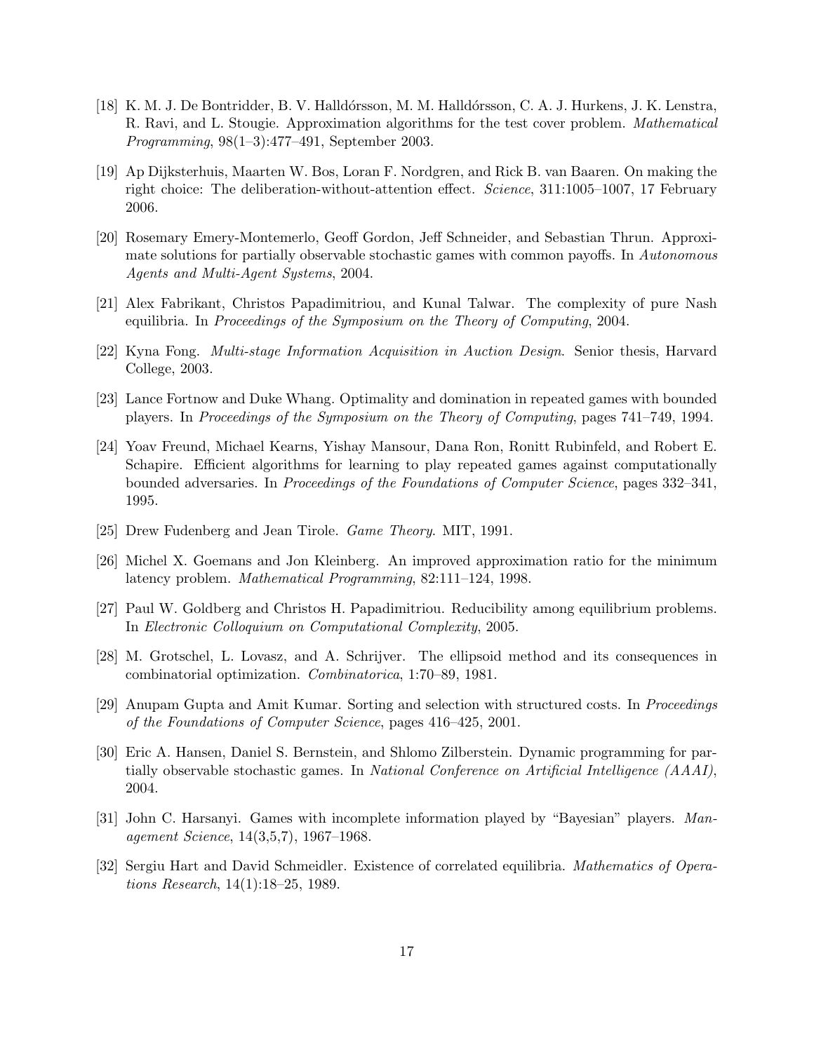[18] K. M. J. De Bontridder, B. V. Halldórsson, M. M. Halldórsson, C. A. J. Hurkens, J. K. Lenstra, R. Ravi, and L. Stougie. Approximation algorithms for the test cover problem. *Mathematical Programming*, 98(1–3):477–491, September 2003.

[19] Ap Dijksterhuis, Maarten W. Bos, Loran F. Nordgren, and Rick B. van Baaren. On making the right choice: The deliberation-without-attention effect. *Science*, 311:1005–1007, 17 February 2006.

[20] Rosemary Emery-Montemerlo, Geoff Gordon, Jeff Schneider, and Sebastian Thrun. Approximate solutions for partially observable stochastic games with common payoffs. In *Autonomous Agents and Multi-Agent Systems*, 2004.

[21] Alex Fabrikant, Christos Papadimitriou, and Kunal Talwar. The complexity of pure Nash equilibria. In *Proceedings of the Symposium on the Theory of Computing*, 2004.

[22] Kyna Fong. *Multi-stage Information Acquisition in Auction Design*. Senior thesis, Harvard College, 2003.

[23] Lance Fortnow and Duke Whang. Optimality and domination in repeated games with bounded players. In *Proceedings of the Symposium on the Theory of Computing*, pages 741–749, 1994.

[24] Yoav Freund, Michael Kearns, Yishay Mansour, Dana Ron, Ronitt Rubinfeld, and Robert E. Schapire. Efficient algorithms for learning to play repeated games against computationally bounded adversaries. In *Proceedings of the Foundations of Computer Science*, pages 332–341, 1995.

[25] Drew Fudenberg and Jean Tirole. *Game Theory*. MIT, 1991.

[26] Michel X. Goemans and Jon Kleinberg. An improved approximation ratio for the minimum latency problem. *Mathematical Programming*, 82:111–124, 1998.

[27] Paul W. Goldberg and Christos H. Papadimitriou. Reducibility among equilibrium problems. In *Electronic Colloquium on Computational Complexity*, 2005.

[28] M. Grotschel, L. Lovasz, and A. Schrijver. The ellipsoid method and its consequences in combinatorial optimization. *Combinatorica*, 1:70–89, 1981.

[29] Anupam Gupta and Amit Kumar. Sorting and selection with structured costs. In *Proceedings of the Foundations of Computer Science*, pages 416–425, 2001.

[30] Eric A. Hansen, Daniel S. Bernstein, and Shlomo Zilberstein. Dynamic programming for partially observable stochastic games. In *National Conference on Artificial Intelligence (AAAI)*, 2004.

[31] John C. Harsanyi. Games with incomplete information played by "Bayesian" players. *Management Science*, 14(3,5,7), 1967–1968.

[32] Sergiu Hart and David Schmeidler. Existence of correlated equilibria. *Mathematics of Operations Research*, 14(1):18–25, 1989.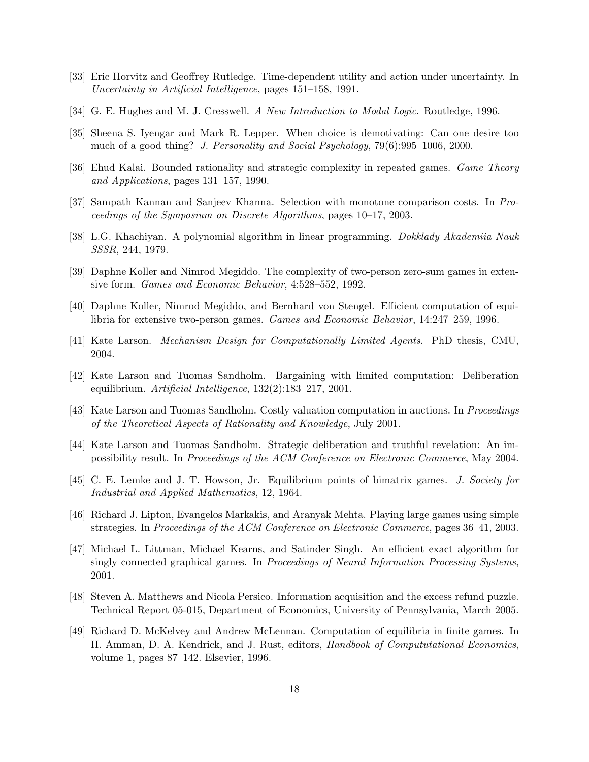[33] Eric Horvitz and Geoffrey Rutledge. Time-dependent utility and action under uncertainty. In *Uncertainty in Artificial Intelligence*, pages 151–158, 1991.

[34] G. E. Hughes and M. J. Cresswell. *A New Introduction to Modal Logic*. Routledge, 1996.

[35] Sheena S. Iyengar and Mark R. Lepper. When choice is demotivating: Can one desire too much of a good thing? *J. Personality and Social Psychology*, 79(6):995–1006, 2000.

[36] Ehud Kalai. Bounded rationality and strategic complexity in repeated games. *Game Theory and Applications*, pages 131–157, 1990.

[37] Sampath Kannan and Sanjeev Khanna. Selection with monotone comparison costs. In *Proceedings of the Symposium on Discrete Algorithms*, pages 10–17, 2003.

[38] L.G. Khachiyan. A polynomial algorithm in linear programming. *Dokklady Akademiia Nauk SSSR*, 244, 1979.

[39] Daphne Koller and Nimrod Megiddo. The complexity of two-person zero-sum games in extensive form. *Games and Economic Behavior*, 4:528–552, 1992.

[40] Daphne Koller, Nimrod Megiddo, and Bernhard von Stengel. Efficient computation of equilibria for extensive two-person games. *Games and Economic Behavior*, 14:247–259, 1996.

[41] Kate Larson. *Mechanism Design for Computationally Limited Agents*. PhD thesis, CMU, 2004.

[42] Kate Larson and Tuomas Sandholm. Bargaining with limited computation: Deliberation equilibrium. *Artificial Intelligence*, 132(2):183–217, 2001.

[43] Kate Larson and Tuomas Sandholm. Costly valuation computation in auctions. In *Proceedings of the Theoretical Aspects of Rationality and Knowledge*, July 2001.

[44] Kate Larson and Tuomas Sandholm. Strategic deliberation and truthful revelation: An impossibility result. In *Proceedings of the ACM Conference on Electronic Commerce*, May 2004.

[45] C. E. Lemke and J. T. Howson, Jr. Equilibrium points of bimatrix games. *J. Society for Industrial and Applied Mathematics*, 12, 1964.

[46] Richard J. Lipton, Evangelos Markakis, and Aranyak Mehta. Playing large games using simple strategies. In *Proceedings of the ACM Conference on Electronic Commerce*, pages 36–41, 2003.

[47] Michael L. Littman, Michael Kearns, and Satinder Singh. An efficient exact algorithm for singly connected graphical games. In *Proceedings of Neural Information Processing Systems*, 2001.

[48] Steven A. Matthews and Nicola Persico. Information acquisition and the excess refund puzzle. Technical Report 05-015, Department of Economics, University of Pennsylvania, March 2005.

[49] Richard D. McKelvey and Andrew McLennan. Computation of equilibria in finite games. In H. Amman, D. A. Kendrick, and J. Rust, editors, *Handbook of Compututational Economics*, volume 1, pages 87–142. Elsevier, 1996.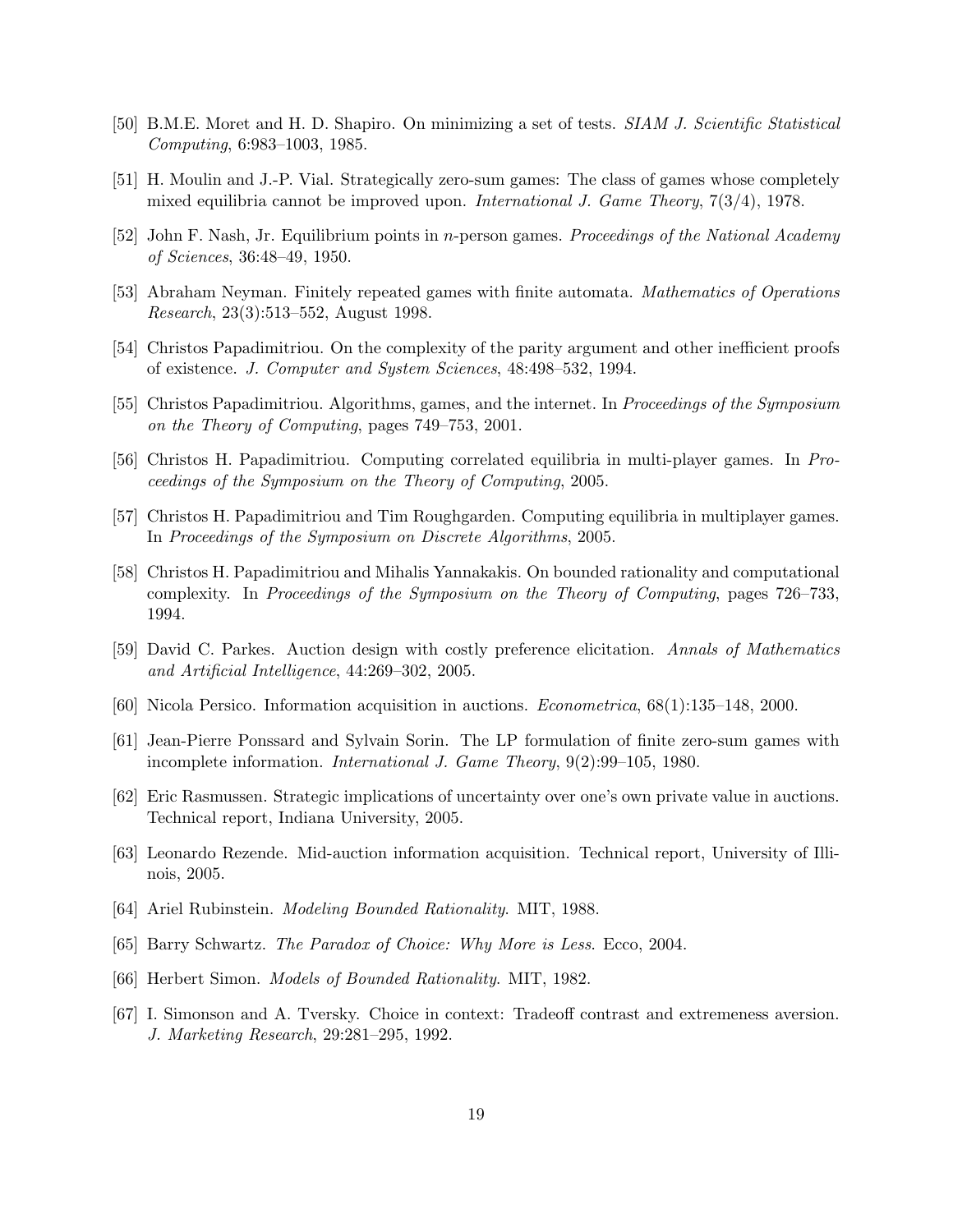[50] B.M.E. Moret and H. D. Shapiro. On minimizing a set of tests. *SIAM J. Scientific Statistical Computing*, 6:983–1003, 1985.

[51] H. Moulin and J.-P. Vial. Strategically zero-sum games: The class of games whose completely mixed equilibria cannot be improved upon. *International J. Game Theory*, 7(3/4), 1978.

[52] John F. Nash, Jr. Equilibrium points in $n$-person games. *Proceedings of the National Academy of Sciences*, 36:48–49, 1950.

[53] Abraham Neyman. Finitely repeated games with finite automata. *Mathematics of Operations Research*, 23(3):513–552, August 1998.

[54] Christos Papadimitriou. On the complexity of the parity argument and other inefficient proofs of existence. *J. Computer and System Sciences*, 48:498–532, 1994.

[55] Christos Papadimitriou. Algorithms, games, and the internet. In *Proceedings of the Symposium on the Theory of Computing*, pages 749–753, 2001.

[56] Christos H. Papadimitriou. Computing correlated equilibria in multi-player games. In *Proceedings of the Symposium on the Theory of Computing*, 2005.

[57] Christos H. Papadimitriou and Tim Roughgarden. Computing equilibria in multiplayer games. In *Proceedings of the Symposium on Discrete Algorithms*, 2005.

[58] Christos H. Papadimitriou and Mihalis Yannakakis. On bounded rationality and computational complexity. In *Proceedings of the Symposium on the Theory of Computing*, pages 726–733, 1994.

[59] David C. Parkes. Auction design with costly preference elicitation. *Annals of Mathematics and Artificial Intelligence*, 44:269–302, 2005.

[60] Nicola Persico. Information acquisition in auctions. *Econometrica*, 68(1):135–148, 2000.

[61] Jean-Pierre Ponssard and Sylvain Sorin. The LP formulation of finite zero-sum games with incomplete information. *International J. Game Theory*, 9(2):99–105, 1980.

[62] Eric Rasmussen. Strategic implications of uncertainty over one's own private value in auctions. Technical report, Indiana University, 2005.

[63] Leonardo Rezende. Mid-auction information acquisition. Technical report, University of Illinois, 2005.

[64] Ariel Rubinstein. *Modeling Bounded Rationality*. MIT, 1988.

[65] Barry Schwartz. *The Paradox of Choice: Why More is Less*. Ecco, 2004.

[66] Herbert Simon. *Models of Bounded Rationality*. MIT, 1982.

[67] I. Simonson and A. Tversky. Choice in context: Tradeoff contrast and extremeness aversion. *J. Marketing Research*, 29:281–295, 1992.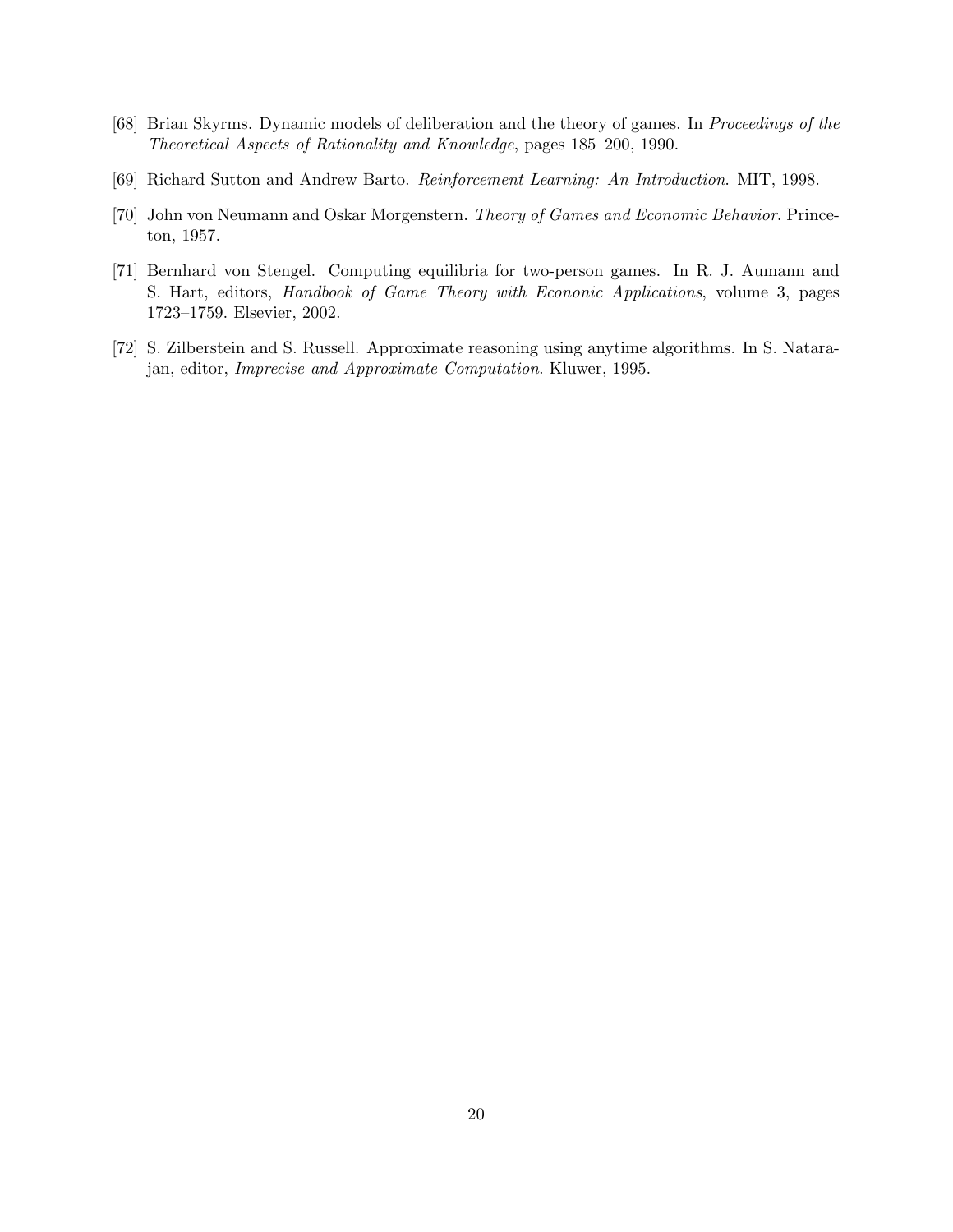[68] Brian Skyrms. Dynamic models of deliberation and the theory of games. In *Proceedings of the Theoretical Aspects of Rationality and Knowledge*, pages 185–200, 1990.

[69] Richard Sutton and Andrew Barto. *Reinforcement Learning: An Introduction*. MIT, 1998.

[70] John von Neumann and Oskar Morgenstern. *Theory of Games and Economic Behavior*. Princeton, 1957.

[71] Bernhard von Stengel. Computing equilibria for two-person games. In R. J. Aumann and S. Hart, editors, *Handbook of Game Theory with Econonic Applications*, volume 3, pages 1723–1759. Elsevier, 2002.

[72] S. Zilberstein and S. Russell. Approximate reasoning using anytime algorithms. In S. Natarajan, editor, *Imprecise and Approximate Computation*. Kluwer, 1995.